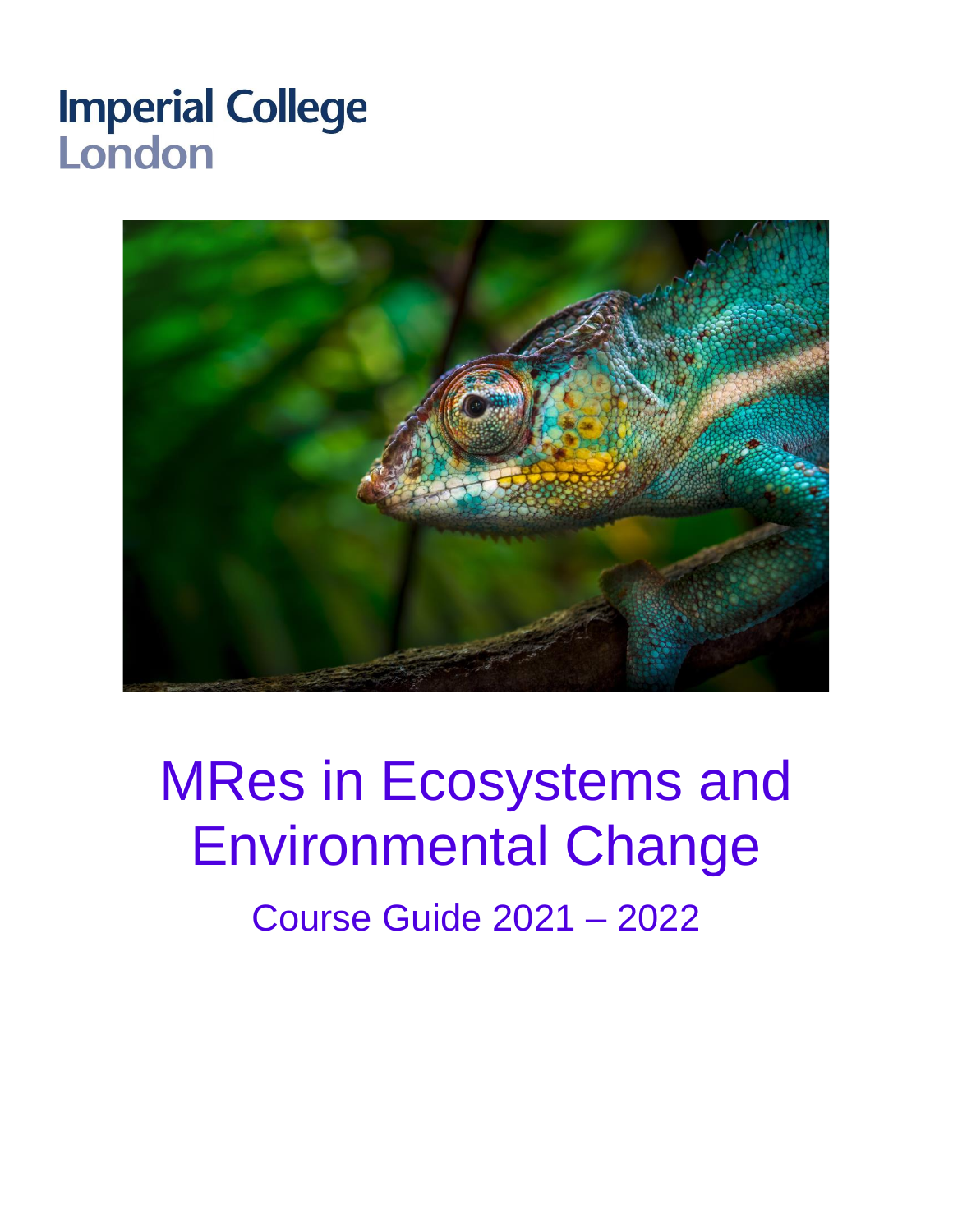Imperial College London

# MRes in Ecosystems and Environmental Change

## Course Guide 2021 – 2022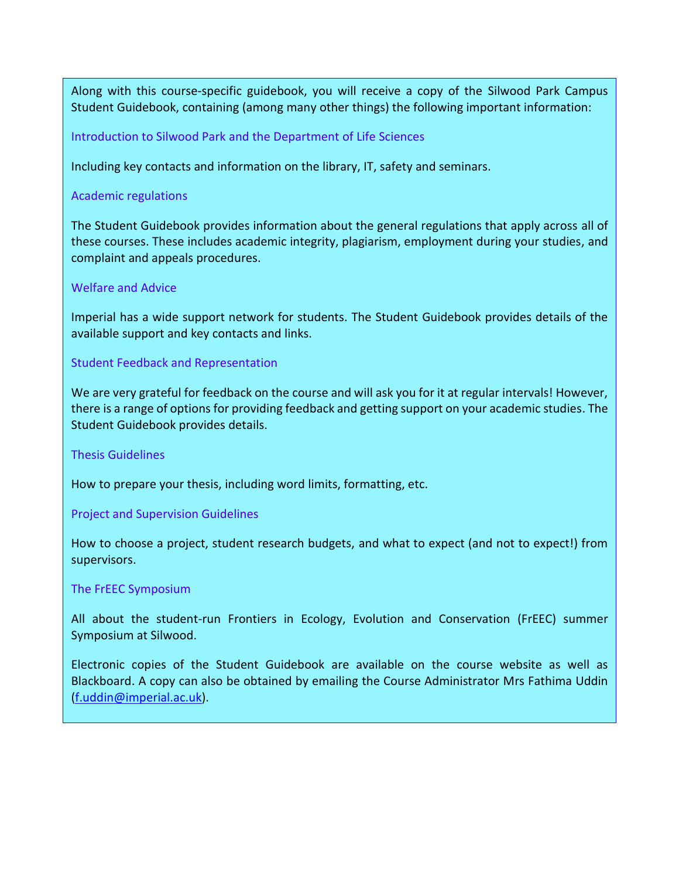Along with this course-specific guidebook, you will receive a copy of the Silwood Park Campus Student Guidebook, containing (among many other things) the following important information:

### Introduction to Silwood Park and the Department of Life Sciences

Including key contacts and information on the library, IT, safety and seminars.

### Academic regulations

The Student Guidebook provides information about the general regulations that apply across all of these courses. These includes academic integrity, plagiarism, employment during your studies, and complaint and appeals procedures.

### Welfare and Advice

Imperial has a wide support network for students. The Student Guidebook provides details of the available support and key contacts and links.

### Student Feedback and Representation

We are very grateful for feedback on the course and will ask you for it at regular intervals! However, there is a range of options for providing feedback and getting support on your academic studies. The Student Guidebook provides details.

### Thesis Guidelines

How to prepare your thesis, including word limits, formatting, etc.

### Project and Supervision Guidelines

How to choose a project, student research budgets, and what to expect (and not to expect!) from supervisors.

### The FrEEC Symposium

All about the student-run Frontiers in Ecology, Evolution and Conservation (FrEEC) summer Symposium at Silwood.

Electronic copies of the Student Guidebook are available on the course website as well as Blackboard. A copy can also be obtained by emailing the Course Administrator Mrs Fathima Uddin (f.uddin@imperial.ac.uk).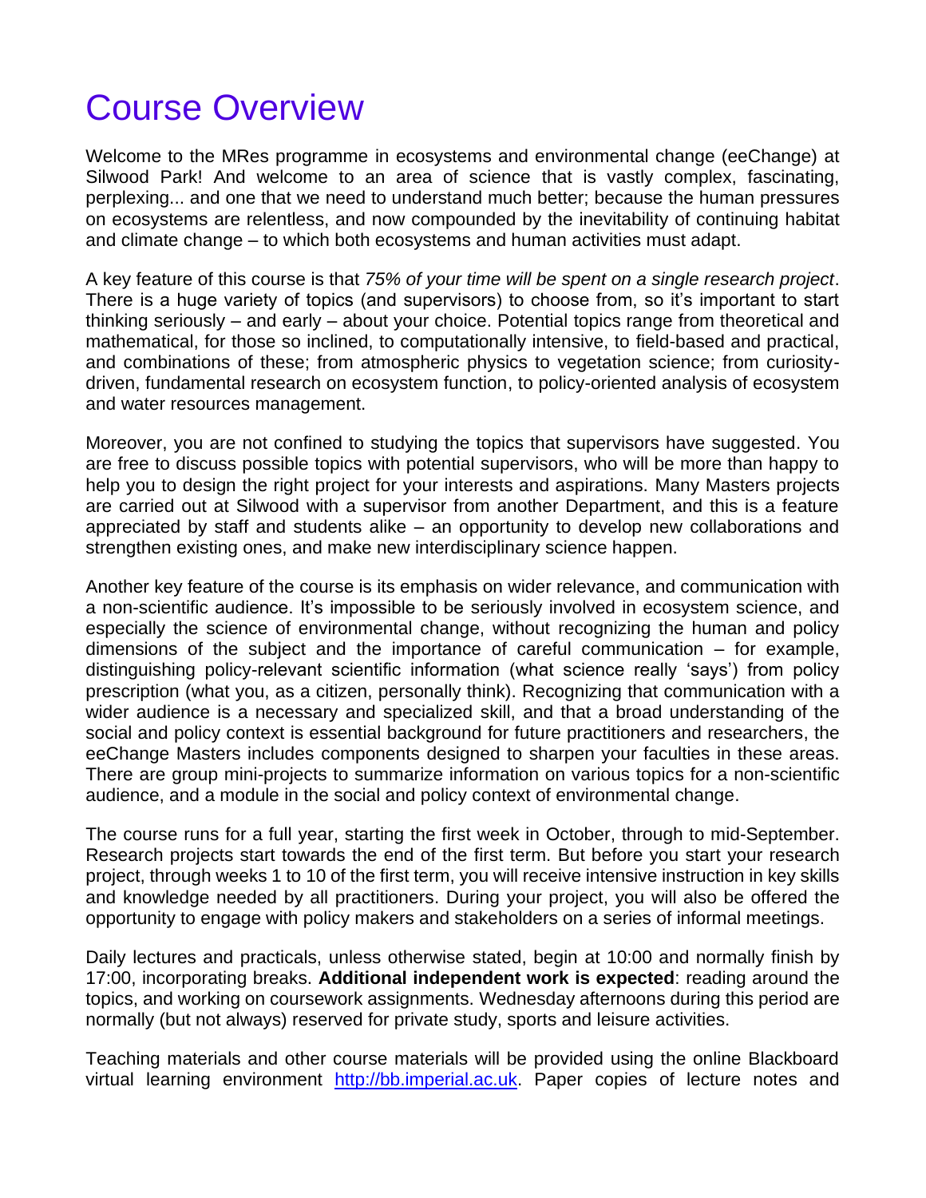# Course Overview

Welcome to the MRes programme in ecosystems and environmental change (eeChange) at Silwood Park! And welcome to an area of science that is vastly complex, fascinating, perplexing... and one that we need to understand much better; because the human pressures on ecosystems are relentless, and now compounded by the inevitability of continuing habitat and climate change – to which both ecosystems and human activities must adapt.

A key feature of this course is that *75% of your time will be spent on a single research project*. There is a huge variety of topics (and supervisors) to choose from, so it's important to start thinking seriously – and early – about your choice. Potential topics range from theoretical and mathematical, for those so inclined, to computationally intensive, to field-based and practical, and combinations of these; from atmospheric physics to vegetation science; from curiosity-driven, fundamental research on ecosystem function, to policy-oriented analysis of ecosystem and water resources management.

Moreover, you are not confined to studying the topics that supervisors have suggested. You are free to discuss possible topics with potential supervisors, who will be more than happy to help you to design the right project for your interests and aspirations. Many Masters projects are carried out at Silwood with a supervisor from another Department, and this is a feature appreciated by staff and students alike – an opportunity to develop new collaborations and strengthen existing ones, and make new interdisciplinary science happen.

Another key feature of the course is its emphasis on wider relevance, and communication with a non-scientific audience. It's impossible to be seriously involved in ecosystem science, and especially the science of environmental change, without recognizing the human and policy dimensions of the subject and the importance of careful communication – for example, distinguishing policy-relevant scientific information (what science really 'says') from policy prescription (what you, as a citizen, personally think). Recognizing that communication with a wider audience is a necessary and specialized skill, and that a broad understanding of the social and policy context is essential background for future practitioners and researchers, the eeChange Masters includes components designed to sharpen your faculties in these areas. There are group mini-projects to summarize information on various topics for a non-scientific audience, and a module in the social and policy context of environmental change.

The course runs for a full year, starting the first week in October, through to mid-September. Research projects start towards the end of the first term. But before you start your research project, through weeks 1 to 10 of the first term, you will receive intensive instruction in key skills and knowledge needed by all practitioners. During your project, you will also be offered the opportunity to engage with policy makers and stakeholders on a series of informal meetings.

Daily lectures and practicals, unless otherwise stated, begin at 10:00 and normally finish by 17:00, incorporating breaks. **Additional independent work is expected**: reading around the topics, and working on coursework assignments. Wednesday afternoons during this period are normally (but not always) reserved for private study, sports and leisure activities.

Teaching materials and other course materials will be provided using the online Blackboard virtual learning environment [http://bb.imperial.ac.uk](http://bb.imperial.ac.uk). Paper copies of lecture notes and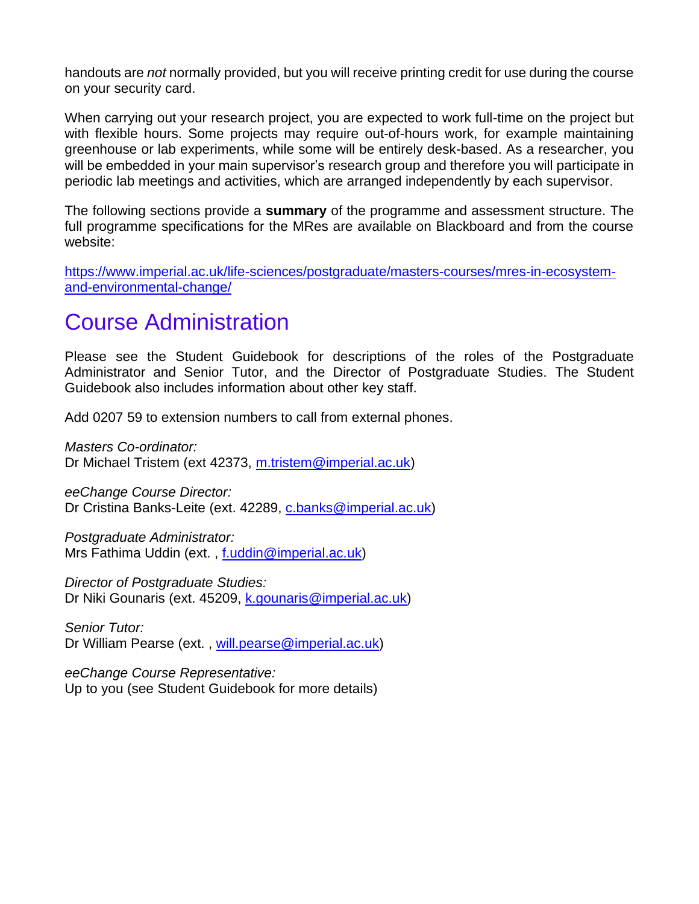handouts are *not* normally provided, but you will receive printing credit for use during the course on your security card.

When carrying out your research project, you are expected to work full-time on the project but with flexible hours. Some projects may require out-of-hours work, for example maintaining greenhouse or lab experiments, while some will be entirely desk-based. As a researcher, you will be embedded in your main supervisor's research group and therefore you will participate in periodic lab meetings and activities, which are arranged independently by each supervisor.

The following sections provide a **summary** of the programme and assessment structure. The full programme specifications for the MRes are available on Blackboard and from the course website:

https://www.imperial.ac.uk/life-sciences/postgraduate/masters-courses/mres-in-ecosystem-and-environmental-change/

# Course Administration

Please see the Student Guidebook for descriptions of the roles of the Postgraduate Administrator and Senior Tutor, and the Director of Postgraduate Studies. The Student Guidebook also includes information about other key staff.

Add 0207 59 to extension numbers to call from external phones.

*Masters Co-ordinator:*
Dr Michael Tristem (ext 42373, m.tristem@imperial.ac.uk)

*eeChange Course Director:*
Dr Cristina Banks-Leite (ext. 42289, c.banks@imperial.ac.uk)

*Postgraduate Administrator:*
Mrs Fathima Uddin (ext. , f.uddin@imperial.ac.uk)

*Director of Postgraduate Studies:*
Dr Niki Gounaris (ext. 45209, k.gounaris@imperial.ac.uk)

*Senior Tutor:*
Dr William Pearse (ext. , will.pearse@imperial.ac.uk)

*eeChange Course Representative:*
Up to you (see Student Guidebook for more details)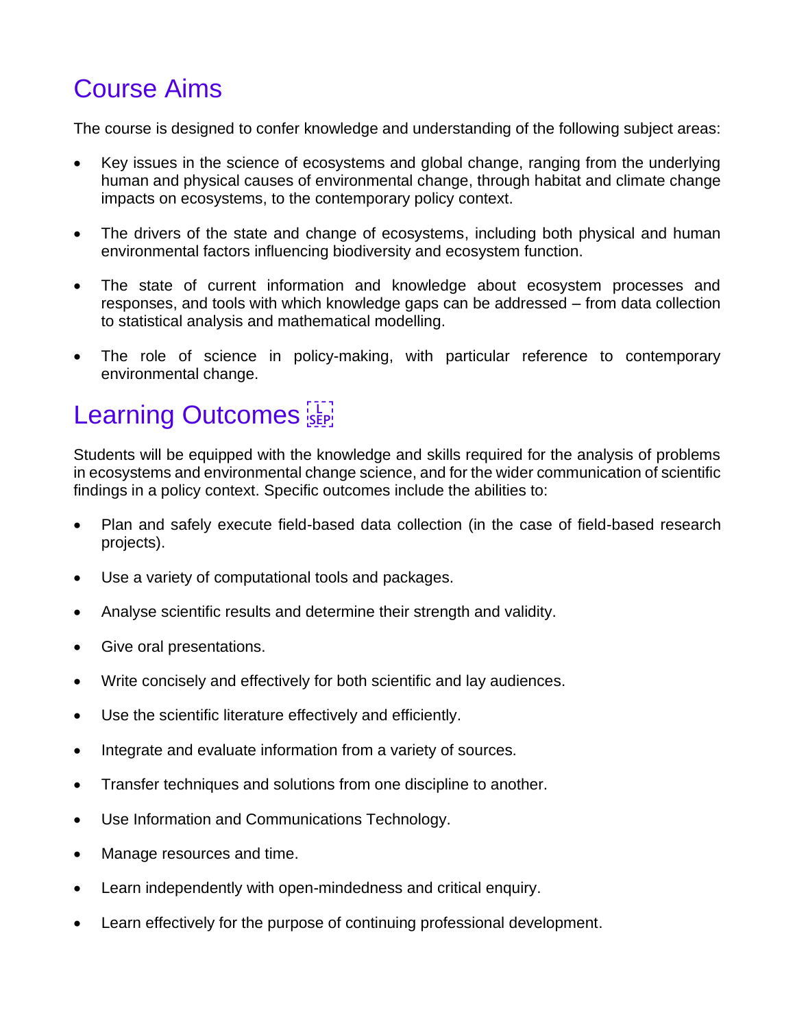## Course Aims

The course is designed to confer knowledge and understanding of the following subject areas:

- Key issues in the science of ecosystems and global change, ranging from the underlying human and physical causes of environmental change, through habitat and climate change impacts on ecosystems, to the contemporary policy context.
- The drivers of the state and change of ecosystems, including both physical and human environmental factors influencing biodiversity and ecosystem function.
- The state of current information and knowledge about ecosystem processes and responses, and tools with which knowledge gaps can be addressed – from data collection to statistical analysis and mathematical modelling.
- The role of science in policy-making, with particular reference to contemporary environmental change.

## Learning Outcomes

Students will be equipped with the knowledge and skills required for the analysis of problems in ecosystems and environmental change science, and for the wider communication of scientific findings in a policy context. Specific outcomes include the abilities to:

- Plan and safely execute field-based data collection (in the case of field-based research projects).
- Use a variety of computational tools and packages.
- Analyse scientific results and determine their strength and validity.
- Give oral presentations.
- Write concisely and effectively for both scientific and lay audiences.
- Use the scientific literature effectively and efficiently.
- Integrate and evaluate information from a variety of sources.
- Transfer techniques and solutions from one discipline to another.
- Use Information and Communications Technology.
- Manage resources and time.
- Learn independently with open-mindedness and critical enquiry.
- Learn effectively for the purpose of continuing professional development.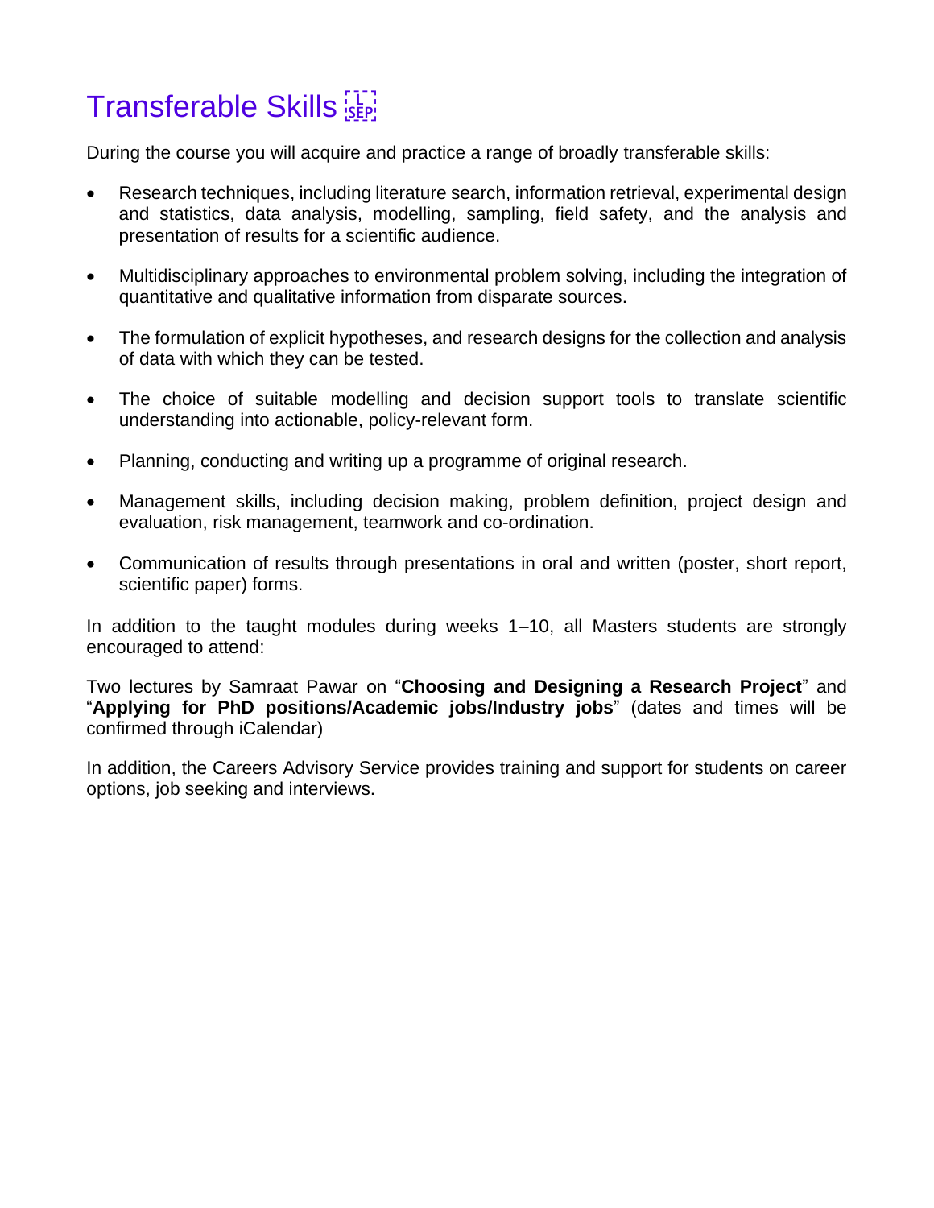# Transferable Skills

During the course you will acquire and practice a range of broadly transferable skills:

- Research techniques, including literature search, information retrieval, experimental design and statistics, data analysis, modelling, sampling, field safety, and the analysis and presentation of results for a scientific audience.

- Multidisciplinary approaches to environmental problem solving, including the integration of quantitative and qualitative information from disparate sources.

- The formulation of explicit hypotheses, and research designs for the collection and analysis of data with which they can be tested.

- The choice of suitable modelling and decision support tools to translate scientific understanding into actionable, policy-relevant form.

- Planning, conducting and writing up a programme of original research.

- Management skills, including decision making, problem definition, project design and evaluation, risk management, teamwork and co-ordination.

- Communication of results through presentations in oral and written (poster, short report, scientific paper) forms.

In addition to the taught modules during weeks 1–10, all Masters students are strongly encouraged to attend:

Two lectures by Samraat Pawar on "**Choosing and Designing a Research Project**" and "**Applying for PhD positions/Academic jobs/Industry jobs**" (dates and times will be confirmed through iCalendar)

In addition, the Careers Advisory Service provides training and support for students on career options, job seeking and interviews.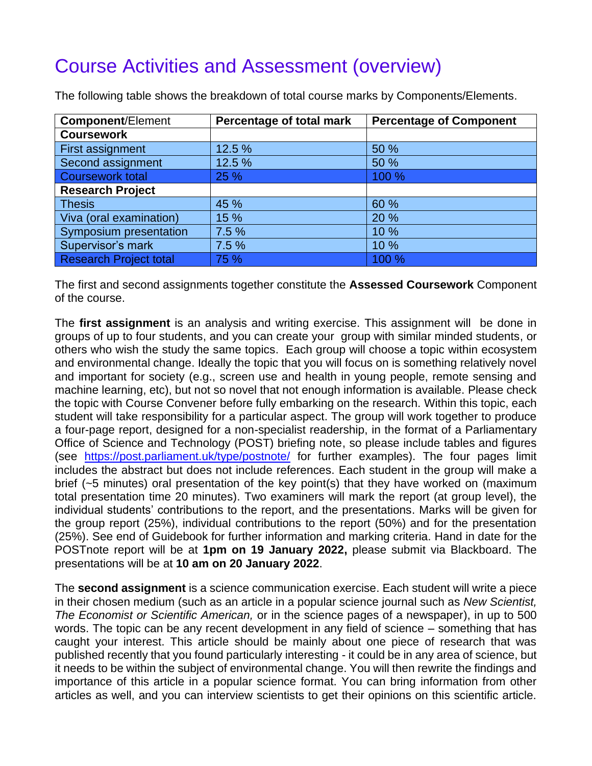# Course Activities and Assessment (overview)

The following table shows the breakdown of total course marks by Components/Elements.

| **Component**/Element | **Percentage of total mark** | **Percentage of Component** |
|---|---|---|
| **Coursework** | | |
| First assignment | 12.5 % | 50 % |
| Second assignment | 12.5 % | 50 % |
| Coursework total | 25 % | 100 % |
| **Research Project** | | |
| Thesis | 45 % | 60 % |
| Viva (oral examination) | 15 % | 20 % |
| Symposium presentation | 7.5 % | 10 % |
| Supervisor's mark | 7.5 % | 10 % |
| Research Project total | 75 % | 100 % |

The first and second assignments together constitute the **Assessed Coursework** Component of the course.

The **first assignment** is an analysis and writing exercise. This assignment will be done in groups of up to four students, and you can create your group with similar minded students, or others who wish the study the same topics. Each group will choose a topic within ecosystem and environmental change. Ideally the topic that you will focus on is something relatively novel and important for society (e.g., screen use and health in young people, remote sensing and machine learning, etc), but not so novel that not enough information is available. Please check the topic with Course Convener before fully embarking on the research. Within this topic, each student will take responsibility for a particular aspect. The group will work together to produce a four-page report, designed for a non-specialist readership, in the format of a Parliamentary Office of Science and Technology (POST) briefing note, so please include tables and figures (see https://post.parliament.uk/type/postnote/ for further examples). The four pages limit includes the abstract but does not include references. Each student in the group will make a brief (~5 minutes) oral presentation of the key point(s) that they have worked on (maximum total presentation time 20 minutes). Two examiners will mark the report (at group level), the individual students' contributions to the report, and the presentations. Marks will be given for the group report (25%), individual contributions to the report (50%) and for the presentation (25%). See end of Guidebook for further information and marking criteria. Hand in date for the POSTnote report will be at **1pm on 19 January 2022,** please submit via Blackboard. The presentations will be at **10 am on 20 January 2022**.

The **second assignment** is a science communication exercise. Each student will write a piece in their chosen medium (such as an article in a popular science journal such as *New Scientist, The Economist or Scientific American,* or in the science pages of a newspaper), in up to 500 words. The topic can be any recent development in any field of science – something that has caught your interest. This article should be mainly about one piece of research that was published recently that you found particularly interesting - it could be in any area of science, but it needs to be within the subject of environmental change. You will then rewrite the findings and importance of this article in a popular science format. You can bring information from other articles as well, and you can interview scientists to get their opinions on this scientific article.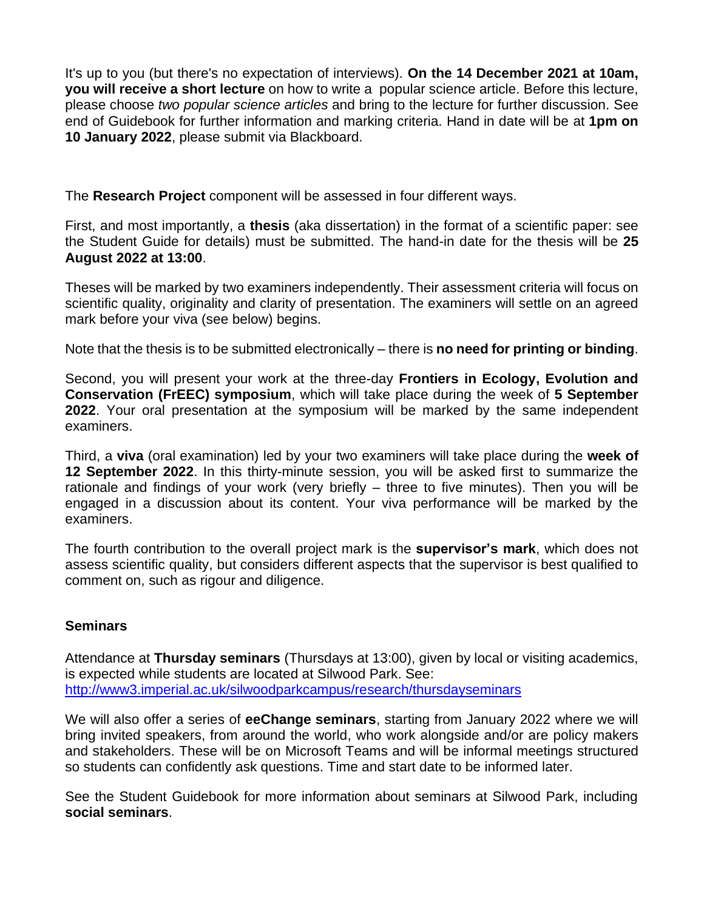It's up to you (but there's no expectation of interviews). **On the 14 December 2021 at 10am, you will receive a short lecture** on how to write a popular science article. Before this lecture, please choose *two popular science articles* and bring to the lecture for further discussion. See end of Guidebook for further information and marking criteria. Hand in date will be at **1pm on 10 January 2022**, please submit via Blackboard.

The **Research Project** component will be assessed in four different ways.

First, and most importantly, a **thesis** (aka dissertation) in the format of a scientific paper: see the Student Guide for details) must be submitted. The hand-in date for the thesis will be **25 August 2022 at 13:00**.

Theses will be marked by two examiners independently. Their assessment criteria will focus on scientific quality, originality and clarity of presentation. The examiners will settle on an agreed mark before your viva (see below) begins.

Note that the thesis is to be submitted electronically – there is **no need for printing or binding**.

Second, you will present your work at the three-day **Frontiers in Ecology, Evolution and Conservation (FrEEC) symposium**, which will take place during the week of **5 September 2022**. Your oral presentation at the symposium will be marked by the same independent examiners.

Third, a **viva** (oral examination) led by your two examiners will take place during the **week of 12 September 2022**. In this thirty-minute session, you will be asked first to summarize the rationale and findings of your work (very briefly – three to five minutes). Then you will be engaged in a discussion about its content. Your viva performance will be marked by the examiners.

The fourth contribution to the overall project mark is the **supervisor's mark**, which does not assess scientific quality, but considers different aspects that the supervisor is best qualified to comment on, such as rigour and diligence.

## Seminars

Attendance at **Thursday seminars** (Thursdays at 13:00), given by local or visiting academics, is expected while students are located at Silwood Park. See: http://www3.imperial.ac.uk/silwoodparkcampus/research/thursdayseminars

We will also offer a series of **eeChange seminars**, starting from January 2022 where we will bring invited speakers, from around the world, who work alongside and/or are policy makers and stakeholders. These will be on Microsoft Teams and will be informal meetings structured so students can confidently ask questions. Time and start date to be informed later.

See the Student Guidebook for more information about seminars at Silwood Park, including **social seminars**.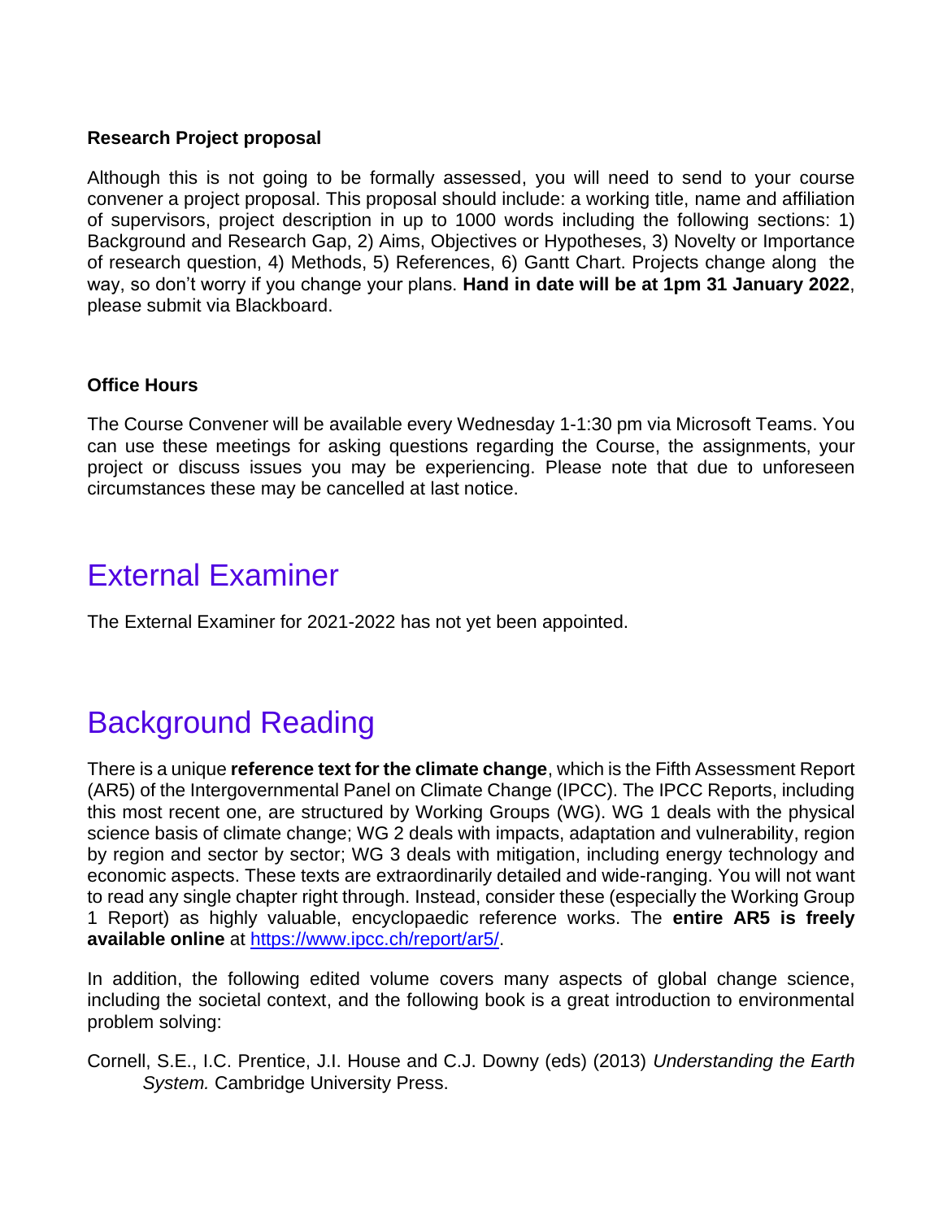### Research Project proposal

Although this is not going to be formally assessed, you will need to send to your course convener a project proposal. This proposal should include: a working title, name and affiliation of supervisors, project description in up to 1000 words including the following sections: 1) Background and Research Gap, 2) Aims, Objectives or Hypotheses, 3) Novelty or Importance of research question, 4) Methods, 5) References, 6) Gantt Chart. Projects change along the way, so don't worry if you change your plans. **Hand in date will be at 1pm 31 January 2022**, please submit via Blackboard.

### Office Hours

The Course Convener will be available every Wednesday 1-1:30 pm via Microsoft Teams. You can use these meetings for asking questions regarding the Course, the assignments, your project or discuss issues you may be experiencing. Please note that due to unforeseen circumstances these may be cancelled at last notice.

## External Examiner

The External Examiner for 2021-2022 has not yet been appointed.

## Background Reading

There is a unique **reference text for the climate change**, which is the Fifth Assessment Report (AR5) of the Intergovernmental Panel on Climate Change (IPCC). The IPCC Reports, including this most recent one, are structured by Working Groups (WG). WG 1 deals with the physical science basis of climate change; WG 2 deals with impacts, adaptation and vulnerability, region by region and sector by sector; WG 3 deals with mitigation, including energy technology and economic aspects. These texts are extraordinarily detailed and wide-ranging. You will not want to read any single chapter right through. Instead, consider these (especially the Working Group 1 Report) as highly valuable, encyclopaedic reference works. The **entire AR5 is freely available online** at https://www.ipcc.ch/report/ar5/.

In addition, the following edited volume covers many aspects of global change science, including the societal context, and the following book is a great introduction to environmental problem solving:

Cornell, S.E., I.C. Prentice, J.I. House and C.J. Downy (eds) (2013) *Understanding the Earth System.* Cambridge University Press.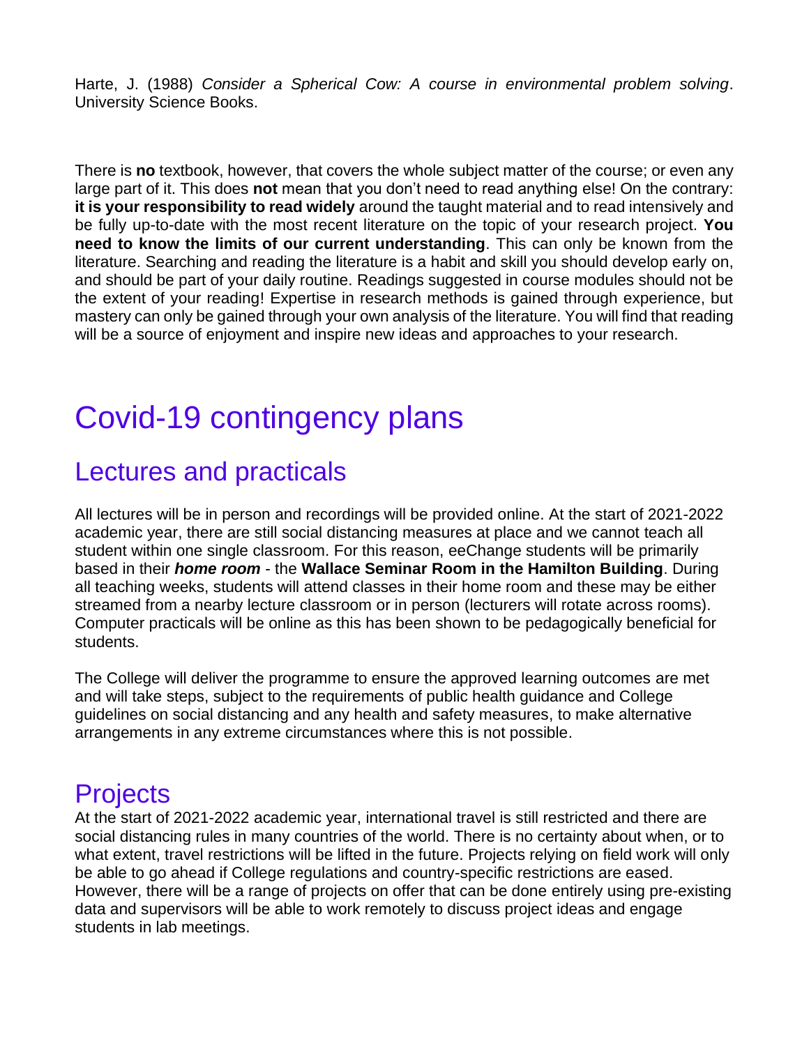Harte, J. (1988) *Consider a Spherical Cow: A course in environmental problem solving*. University Science Books.

There is **no** textbook, however, that covers the whole subject matter of the course; or even any large part of it. This does **not** mean that you don't need to read anything else! On the contrary: **it is your responsibility to read widely** around the taught material and to read intensively and be fully up-to-date with the most recent literature on the topic of your research project. **You need to know the limits of our current understanding**. This can only be known from the literature. Searching and reading the literature is a habit and skill you should develop early on, and should be part of your daily routine. Readings suggested in course modules should not be the extent of your reading! Expertise in research methods is gained through experience, but mastery can only be gained through your own analysis of the literature. You will find that reading will be a source of enjoyment and inspire new ideas and approaches to your research.

# Covid-19 contingency plans

## Lectures and practicals

All lectures will be in person and recordings will be provided online. At the start of 2021-2022 academic year, there are still social distancing measures at place and we cannot teach all student within one single classroom. For this reason, eeChange students will be primarily based in their ***home room*** - the **Wallace Seminar Room in the Hamilton Building**. During all teaching weeks, students will attend classes in their home room and these may be either streamed from a nearby lecture classroom or in person (lecturers will rotate across rooms). Computer practicals will be online as this has been shown to be pedagogically beneficial for students.

The College will deliver the programme to ensure the approved learning outcomes are met and will take steps, subject to the requirements of public health guidance and College guidelines on social distancing and any health and safety measures, to make alternative arrangements in any extreme circumstances where this is not possible.

## Projects

At the start of 2021-2022 academic year, international travel is still restricted and there are social distancing rules in many countries of the world. There is no certainty about when, or to what extent, travel restrictions will be lifted in the future. Projects relying on field work will only be able to go ahead if College regulations and country-specific restrictions are eased. However, there will be a range of projects on offer that can be done entirely using pre-existing data and supervisors will be able to work remotely to discuss project ideas and engage students in lab meetings.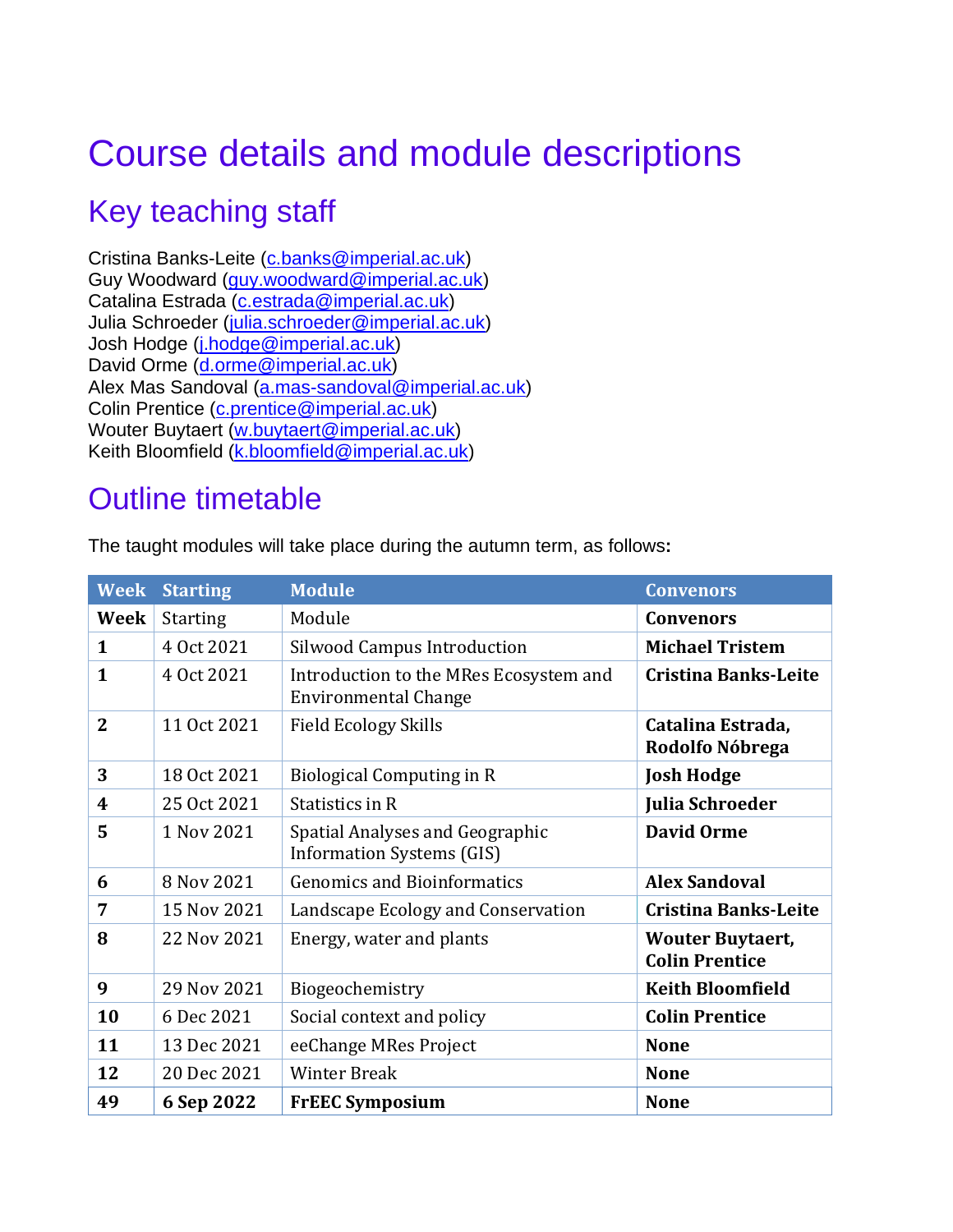# Course details and module descriptions

## Key teaching staff

Cristina Banks-Leite (c.banks@imperial.ac.uk)
Guy Woodward (guy.woodward@imperial.ac.uk)
Catalina Estrada (c.estrada@imperial.ac.uk)
Julia Schroeder (julia.schroeder@imperial.ac.uk)
Josh Hodge (j.hodge@imperial.ac.uk)
David Orme (d.orme@imperial.ac.uk)
Alex Mas Sandoval (a.mas-sandoval@imperial.ac.uk)
Colin Prentice (c.prentice@imperial.ac.uk)
Wouter Buytaert (w.buytaert@imperial.ac.uk)
Keith Bloomfield (k.bloomfield@imperial.ac.uk)

## Outline timetable

The taught modules will take place during the autumn term, as follows:

| Week | Starting | Module | Convenors |
|---|---|---|---|
| **Week** | Starting | Module | **Convenors** |
| **1** | 4 Oct 2021 | Silwood Campus Introduction | **Michael Tristem** |
| **1** | 4 Oct 2021 | Introduction to the MRes Ecosystem and Environmental Change | **Cristina Banks-Leite** |
| **2** | 11 Oct 2021 | Field Ecology Skills | **Catalina Estrada, Rodolfo Nóbrega** |
| **3** | 18 Oct 2021 | Biological Computing in R | **Josh Hodge** |
| **4** | 25 Oct 2021 | Statistics in R | **Julia Schroeder** |
| **5** | 1 Nov 2021 | Spatial Analyses and Geographic Information Systems (GIS) | **David Orme** |
| **6** | 8 Nov 2021 | Genomics and Bioinformatics | **Alex Sandoval** |
| **7** | 15 Nov 2021 | Landscape Ecology and Conservation | **Cristina Banks-Leite** |
| **8** | 22 Nov 2021 | Energy, water and plants | **Wouter Buytaert, Colin Prentice** |
| **9** | 29 Nov 2021 | Biogeochemistry | **Keith Bloomfield** |
| **10** | 6 Dec 2021 | Social context and policy | **Colin Prentice** |
| **11** | 13 Dec 2021 | eeChange MRes Project | **None** |
| **12** | 20 Dec 2021 | Winter Break | **None** |
| **49** | **6 Sep 2022** | **FrEEC Symposium** | **None** |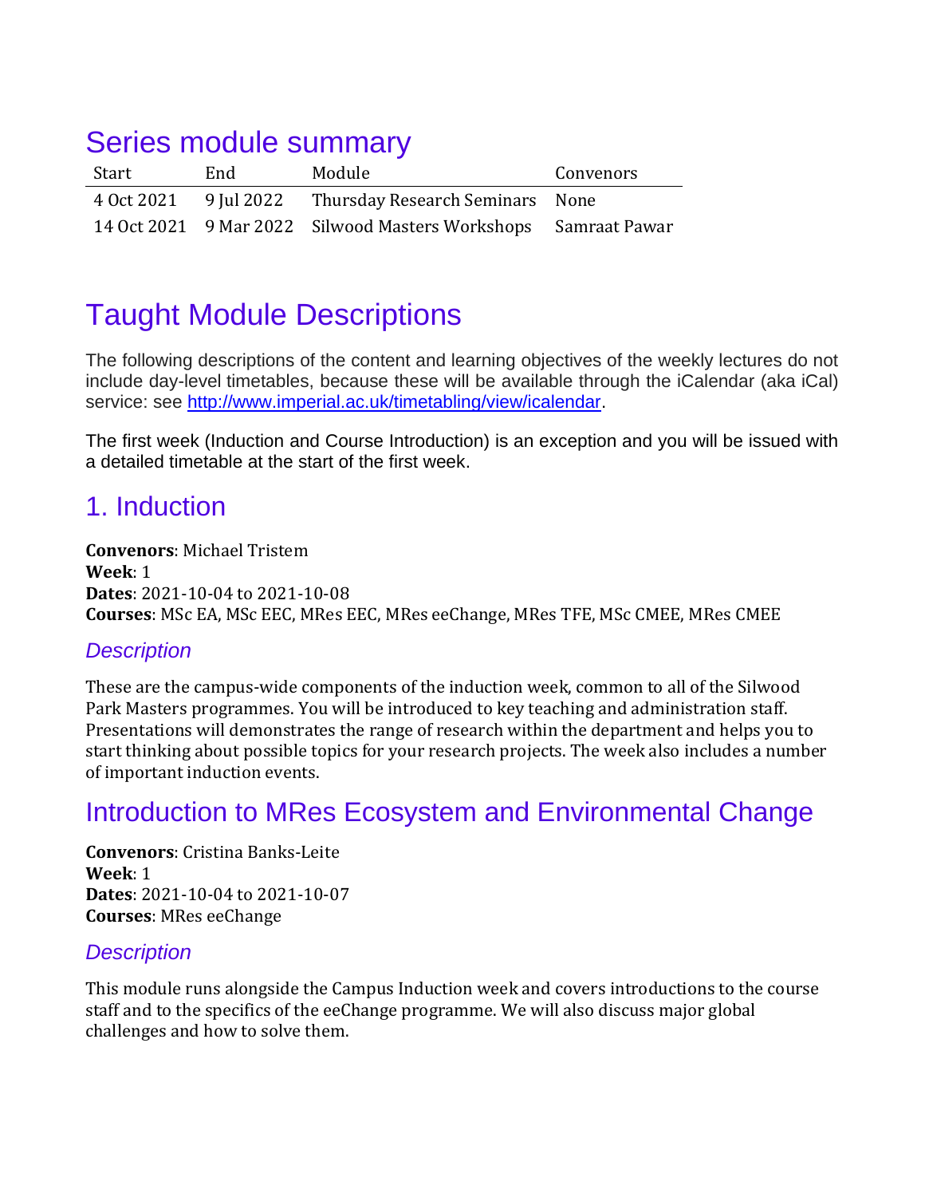# Series module summary

| Start | End | Module | Convenors |
|---|---|---|---|
| 4 Oct 2021 | 9 Jul 2022 | Thursday Research Seminars | None |
| 14 Oct 2021 | 9 Mar 2022 | Silwood Masters Workshops | Samraat Pawar |

# Taught Module Descriptions

The following descriptions of the content and learning objectives of the weekly lectures do not include day-level timetables, because these will be available through the iCalendar (aka iCal) service: see http://www.imperial.ac.uk/timetabling/view/icalendar.

The first week (Induction and Course Introduction) is an exception and you will be issued with a detailed timetable at the start of the first week.

## 1. Induction

**Convenors**: Michael Tristem
**Week**: 1
**Dates**: 2021-10-04 to 2021-10-08
**Courses**: MSc EA, MSc EEC, MRes EEC, MRes eeChange, MRes TFE, MSc CMEE, MRes CMEE

### *Description*

These are the campus-wide components of the induction week, common to all of the Silwood Park Masters programmes. You will be introduced to key teaching and administration staff. Presentations will demonstrates the range of research within the department and helps you to start thinking about possible topics for your research projects. The week also includes a number of important induction events.

## Introduction to MRes Ecosystem and Environmental Change

**Convenors**: Cristina Banks-Leite
**Week**: 1
**Dates**: 2021-10-04 to 2021-10-07
**Courses**: MRes eeChange

### *Description*

This module runs alongside the Campus Induction week and covers introductions to the course staff and to the specifics of the eeChange programme. We will also discuss major global challenges and how to solve them.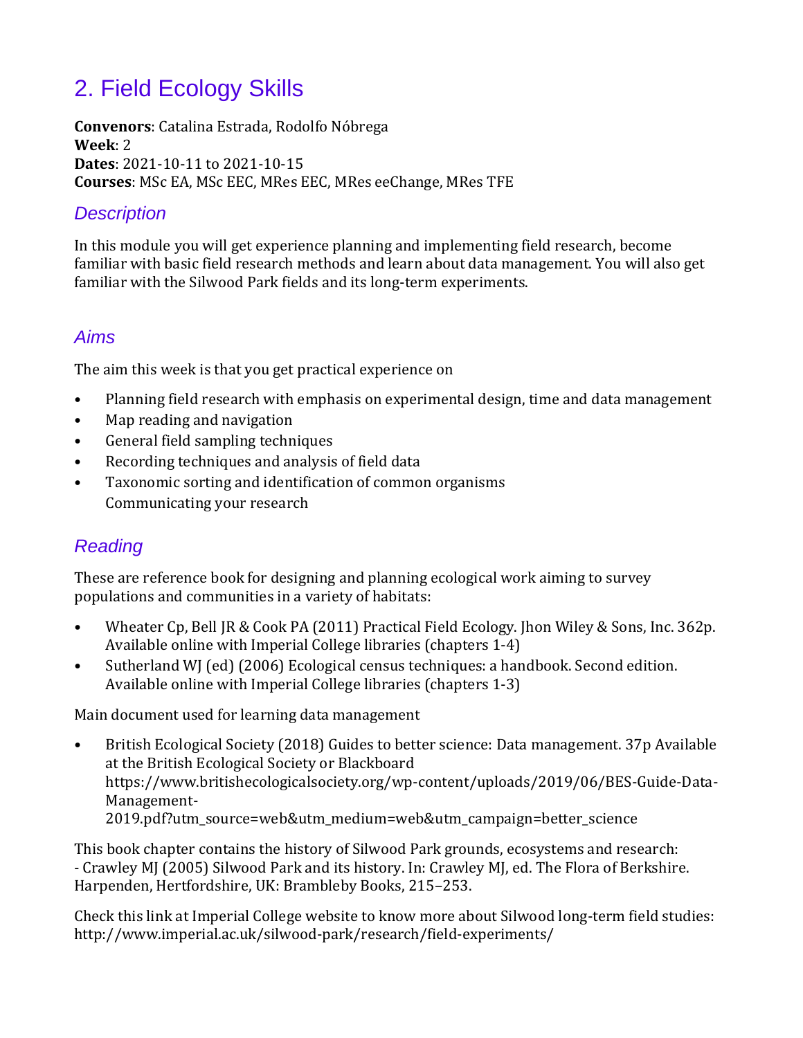# 2. Field Ecology Skills

**Convenors**: Catalina Estrada, Rodolfo Nóbrega
**Week**: 2
**Dates**: 2021-10-11 to 2021-10-15
**Courses**: MSc EA, MSc EEC, MRes EEC, MRes eeChange, MRes TFE

## Description

In this module you will get experience planning and implementing field research, become familiar with basic field research methods and learn about data management. You will also get familiar with the Silwood Park fields and its long-term experiments.

## Aims

The aim this week is that you get practical experience on

- Planning field research with emphasis on experimental design, time and data management
- Map reading and navigation
- General field sampling techniques
- Recording techniques and analysis of field data
- Taxonomic sorting and identification of common organisms
  Communicating your research

## Reading

These are reference book for designing and planning ecological work aiming to survey populations and communities in a variety of habitats:

- Wheater Cp, Bell JR & Cook PA (2011) Practical Field Ecology. Jhon Wiley & Sons, Inc. 362p. Available online with Imperial College libraries (chapters 1-4)
- Sutherland WJ (ed) (2006) Ecological census techniques: a handbook. Second edition. Available online with Imperial College libraries (chapters 1-3)

Main document used for learning data management

- British Ecological Society (2018) Guides to better science: Data management. 37p Available at the British Ecological Society or Blackboard https://www.britishecologicalsociety.org/wp-content/uploads/2019/06/BES-Guide-Data-Management-2019.pdf?utm_source=web&utm_medium=web&utm_campaign=better_science

This book chapter contains the history of Silwood Park grounds, ecosystems and research:
- Crawley MJ (2005) Silwood Park and its history. In: Crawley MJ, ed. The Flora of Berkshire. Harpenden, Hertfordshire, UK: Brambleby Books, 215–253.

Check this link at Imperial College website to know more about Silwood long-term field studies: http://www.imperial.ac.uk/silwood-park/research/field-experiments/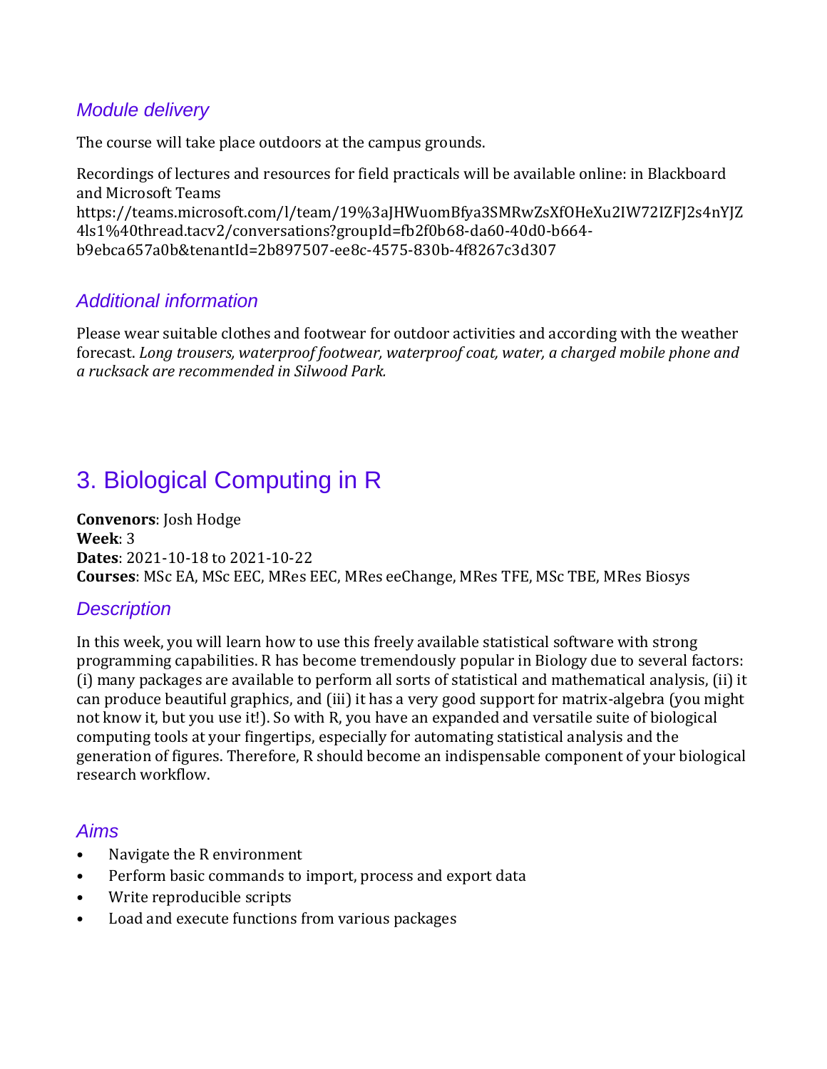### *Module delivery*

The course will take place outdoors at the campus grounds.

Recordings of lectures and resources for field practicals will be available online: in Blackboard and Microsoft Teams https://teams.microsoft.com/l/team/19%3aJHWuomBfya3SMRwZsXfOHeXu2IW72IZFJ2s4nYJZ4ls1%40thread.tacv2/conversations?groupId=fb2f0b68-da60-40d0-b664-b9ebca657a0b&tenantId=2b897507-ee8c-4575-830b-4f8267c3d307

### *Additional information*

Please wear suitable clothes and footwear for outdoor activities and according with the weather forecast. *Long trousers, waterproof footwear, waterproof coat, water, a charged mobile phone and a rucksack are recommended in Silwood Park.*

## 3. Biological Computing in R

**Convenors**: Josh Hodge
**Week**: 3
**Dates**: 2021-10-18 to 2021-10-22
**Courses**: MSc EA, MSc EEC, MRes EEC, MRes eeChange, MRes TFE, MSc TBE, MRes Biosys

### *Description*

In this week, you will learn how to use this freely available statistical software with strong programming capabilities. R has become tremendously popular in Biology due to several factors: (i) many packages are available to perform all sorts of statistical and mathematical analysis, (ii) it can produce beautiful graphics, and (iii) it has a very good support for matrix-algebra (you might not know it, but you use it!). So with R, you have an expanded and versatile suite of biological computing tools at your fingertips, especially for automating statistical analysis and the generation of figures. Therefore, R should become an indispensable component of your biological research workflow.

### *Aims*

- Navigate the R environment
- Perform basic commands to import, process and export data
- Write reproducible scripts
- Load and execute functions from various packages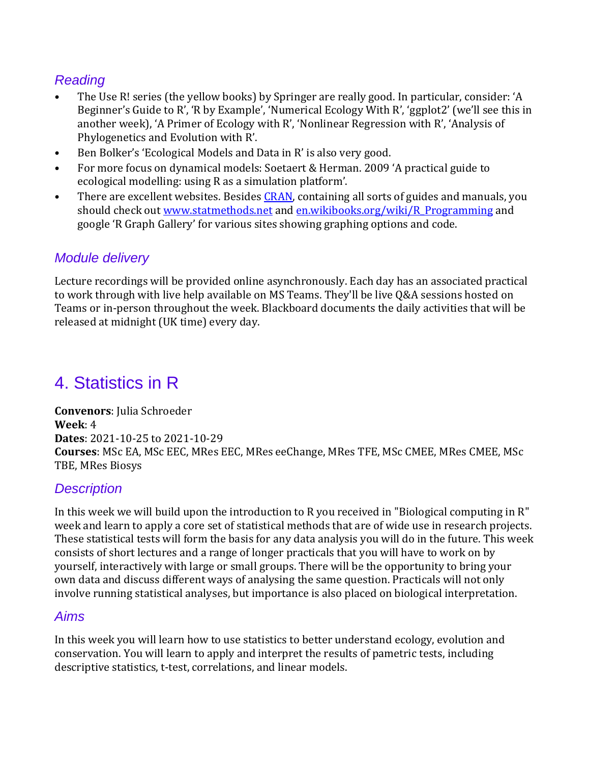### Reading

- The Use R! series (the yellow books) by Springer are really good. In particular, consider: 'A Beginner's Guide to R', 'R by Example', 'Numerical Ecology With R', 'ggplot2' (we'll see this in another week), 'A Primer of Ecology with R', 'Nonlinear Regression with R', 'Analysis of Phylogenetics and Evolution with R'.
- Ben Bolker's 'Ecological Models and Data in R' is also very good.
- For more focus on dynamical models: Soetaert & Herman. 2009 'A practical guide to ecological modelling: using R as a simulation platform'.
- There are excellent websites. Besides [CRAN](), containing all sorts of guides and manuals, you should check out [www.statmethods.net]() and [en.wikibooks.org/wiki/R_Programming]() and google 'R Graph Gallery' for various sites showing graphing options and code.

### Module delivery

Lecture recordings will be provided online asynchronously. Each day has an associated practical to work through with live help available on MS Teams. They'll be live Q&A sessions hosted on Teams or in-person throughout the week. Blackboard documents the daily activities that will be released at midnight (UK time) every day.

## 4. Statistics in R

**Convenors**: Julia Schroeder
**Week**: 4
**Dates**: 2021-10-25 to 2021-10-29
**Courses**: MSc EA, MSc EEC, MRes EEC, MRes eeChange, MRes TFE, MSc CMEE, MRes CMEE, MSc TBE, MRes Biosys

### Description

In this week we will build upon the introduction to R you received in "Biological computing in R" week and learn to apply a core set of statistical methods that are of wide use in research projects. These statistical tests will form the basis for any data analysis you will do in the future. This week consists of short lectures and a range of longer practicals that you will have to work on by yourself, interactively with large or small groups. There will be the opportunity to bring your own data and discuss different ways of analysing the same question. Practicals will not only involve running statistical analyses, but importance is also placed on biological interpretation.

### Aims

In this week you will learn how to use statistics to better understand ecology, evolution and conservation. You will learn to apply and interpret the results of pametric tests, including descriptive statistics, t-test, correlations, and linear models.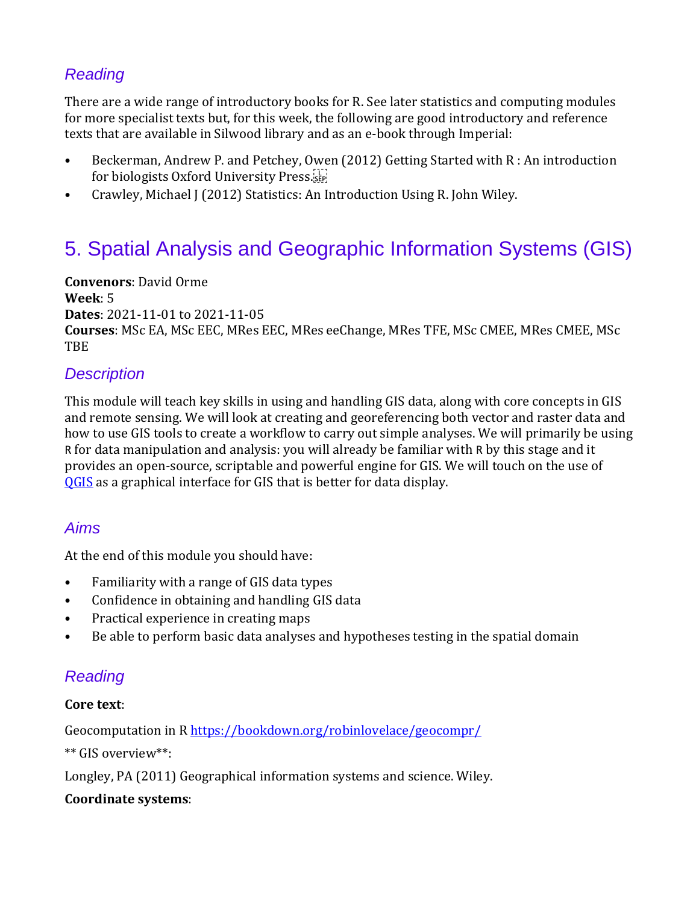### Reading

There are a wide range of introductory books for R. See later statistics and computing modules for more specialist texts but, for this week, the following are good introductory and reference texts that are available in Silwood library and as an e-book through Imperial:

- Beckerman, Andrew P. and Petchey, Owen (2012) Getting Started with R : An introduction for biologists Oxford University Press.
- Crawley, Michael J (2012) Statistics: An Introduction Using R. John Wiley.

## 5. Spatial Analysis and Geographic Information Systems (GIS)

**Convenors**: David Orme
**Week**: 5
**Dates**: 2021-11-01 to 2021-11-05
**Courses**: MSc EA, MSc EEC, MRes EEC, MRes eeChange, MRes TFE, MSc CMEE, MRes CMEE, MSc TBE

### Description

This module will teach key skills in using and handling GIS data, along with core concepts in GIS and remote sensing. We will look at creating and georeferencing both vector and raster data and how to use GIS tools to create a workflow to carry out simple analyses. We will primarily be using `R` for data manipulation and analysis: you will already be familiar with `R` by this stage and it provides an open-source, scriptable and powerful engine for GIS. We will touch on the use of [QGIS](QGIS) as a graphical interface for GIS that is better for data display.

### Aims

At the end of this module you should have:

- Familiarity with a range of GIS data types
- Confidence in obtaining and handling GIS data
- Practical experience in creating maps
- Be able to perform basic data analyses and hypotheses testing in the spatial domain

### Reading

**Core text**:

Geocomputation in R https://bookdown.org/robinlovelace/geocompr/

** GIS overview**:

Longley, PA (2011) Geographical information systems and science. Wiley.

**Coordinate systems**: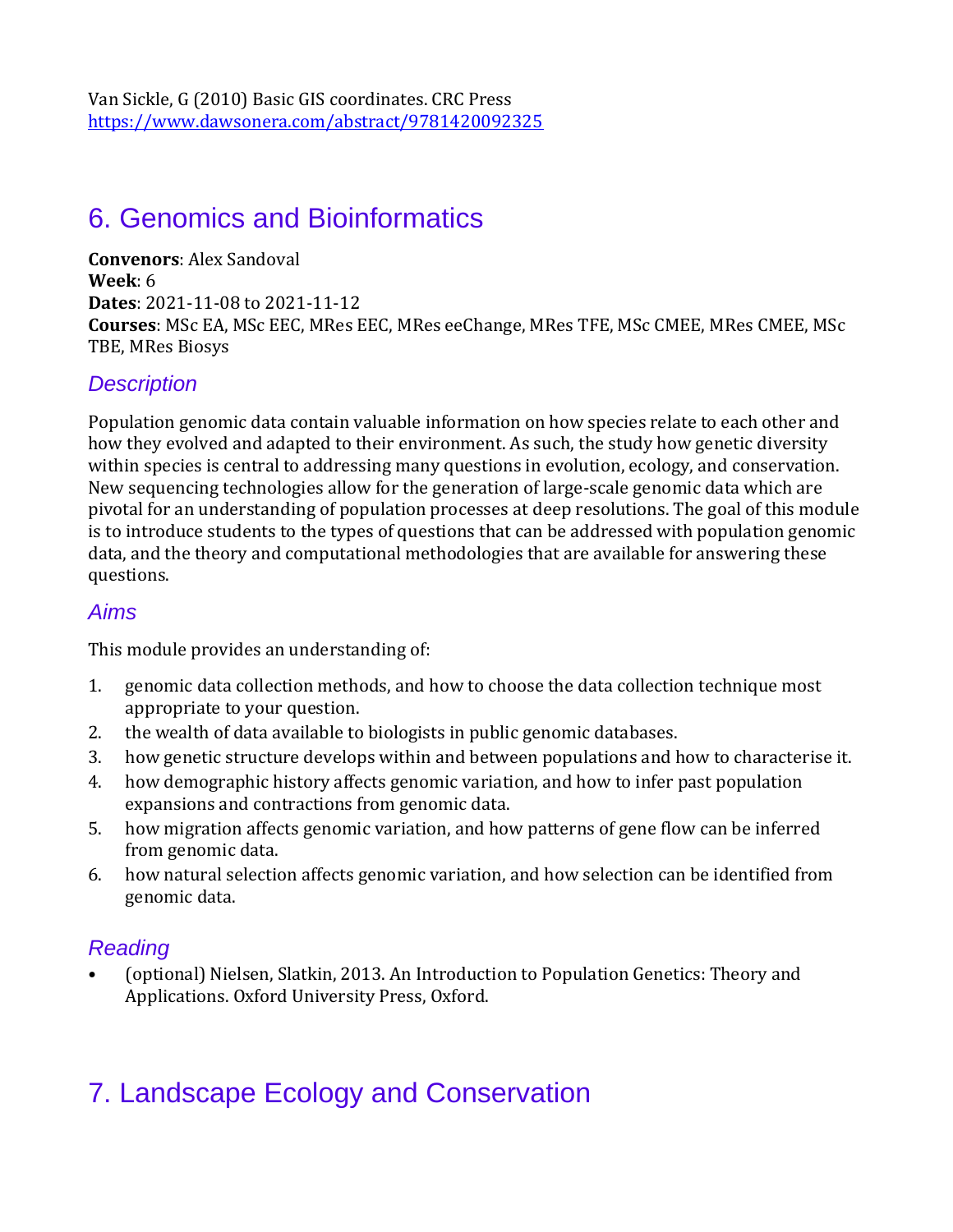Van Sickle, G (2010) Basic GIS coordinates. CRC Press
https://www.dawsonera.com/abstract/9781420092325

## 6. Genomics and Bioinformatics

**Convenors**: Alex Sandoval
**Week**: 6
**Dates**: 2021-11-08 to 2021-11-12
**Courses**: MSc EA, MSc EEC, MRes EEC, MRes eeChange, MRes TFE, MSc CMEE, MRes CMEE, MSc TBE, MRes Biosys

### *Description*

Population genomic data contain valuable information on how species relate to each other and how they evolved and adapted to their environment. As such, the study how genetic diversity within species is central to addressing many questions in evolution, ecology, and conservation. New sequencing technologies allow for the generation of large-scale genomic data which are pivotal for an understanding of population processes at deep resolutions. The goal of this module is to introduce students to the types of questions that can be addressed with population genomic data, and the theory and computational methodologies that are available for answering these questions.

### *Aims*

This module provides an understanding of:

1. genomic data collection methods, and how to choose the data collection technique most appropriate to your question.
2. the wealth of data available to biologists in public genomic databases.
3. how genetic structure develops within and between populations and how to characterise it.
4. how demographic history affects genomic variation, and how to infer past population expansions and contractions from genomic data.
5. how migration affects genomic variation, and how patterns of gene flow can be inferred from genomic data.
6. how natural selection affects genomic variation, and how selection can be identified from genomic data.

### *Reading*

- (optional) Nielsen, Slatkin, 2013. An Introduction to Population Genetics: Theory and Applications. Oxford University Press, Oxford.

## 7. Landscape Ecology and Conservation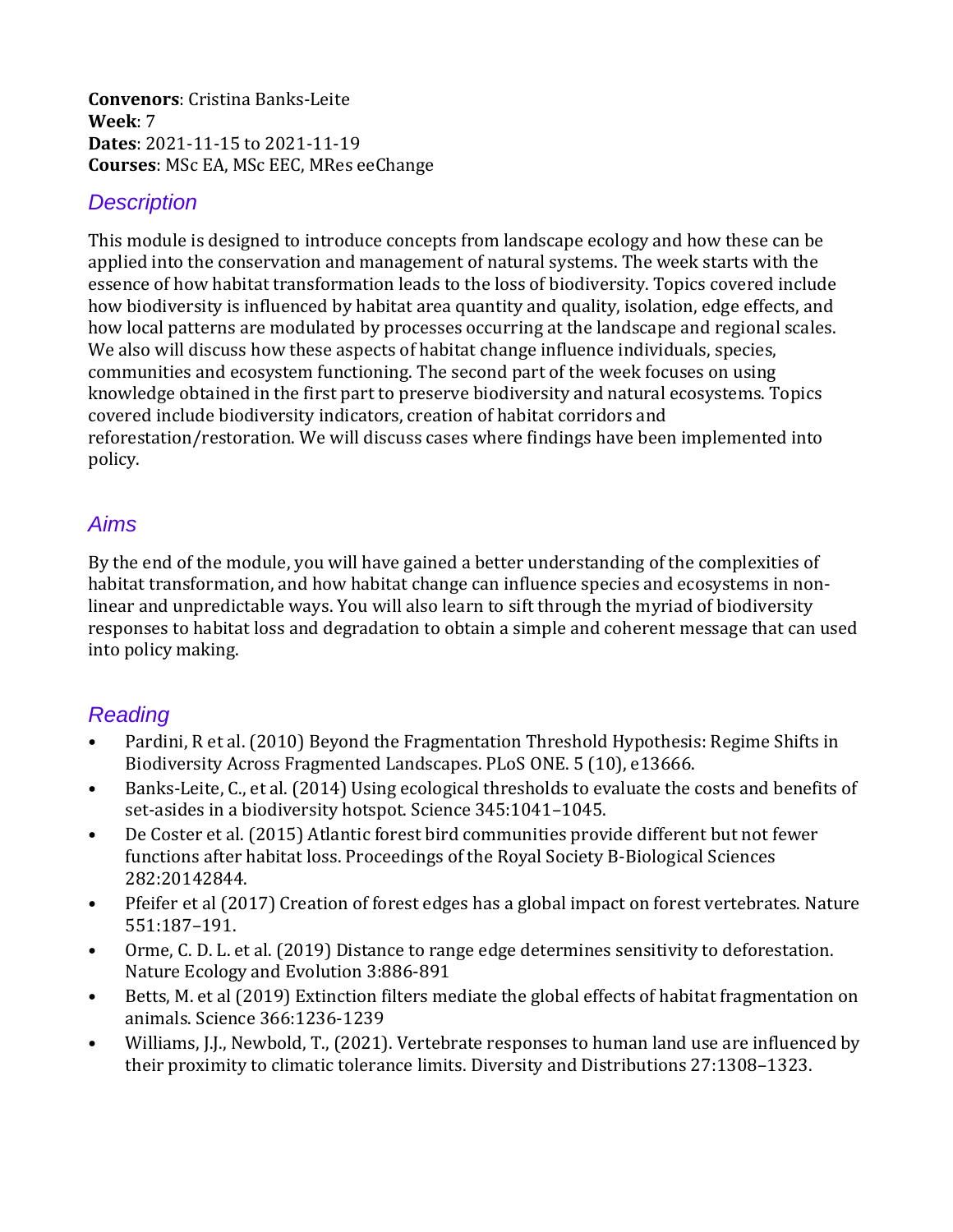**Convenors**: Cristina Banks-Leite
**Week**: 7
**Dates**: 2021-11-15 to 2021-11-19
**Courses**: MSc EA, MSc EEC, MRes eeChange

## *Description*

This module is designed to introduce concepts from landscape ecology and how these can be applied into the conservation and management of natural systems. The week starts with the essence of how habitat transformation leads to the loss of biodiversity. Topics covered include how biodiversity is influenced by habitat area quantity and quality, isolation, edge effects, and how local patterns are modulated by processes occurring at the landscape and regional scales. We also will discuss how these aspects of habitat change influence individuals, species, communities and ecosystem functioning. The second part of the week focuses on using knowledge obtained in the first part to preserve biodiversity and natural ecosystems. Topics covered include biodiversity indicators, creation of habitat corridors and reforestation/restoration. We will discuss cases where findings have been implemented into policy.

## *Aims*

By the end of the module, you will have gained a better understanding of the complexities of habitat transformation, and how habitat change can influence species and ecosystems in non-linear and unpredictable ways. You will also learn to sift through the myriad of biodiversity responses to habitat loss and degradation to obtain a simple and coherent message that can used into policy making.

## *Reading*

- Pardini, R et al. (2010) Beyond the Fragmentation Threshold Hypothesis: Regime Shifts in Biodiversity Across Fragmented Landscapes. PLoS ONE. 5 (10), e13666.
- Banks-Leite, C., et al. (2014) Using ecological thresholds to evaluate the costs and benefits of set-asides in a biodiversity hotspot. Science 345:1041–1045.
- De Coster et al. (2015) Atlantic forest bird communities provide different but not fewer functions after habitat loss. Proceedings of the Royal Society B-Biological Sciences 282:20142844.
- Pfeifer et al (2017) Creation of forest edges has a global impact on forest vertebrates. Nature 551:187–191.
- Orme, C. D. L. et al. (2019) Distance to range edge determines sensitivity to deforestation. Nature Ecology and Evolution 3:886-891
- Betts, M. et al (2019) Extinction filters mediate the global effects of habitat fragmentation on animals. Science 366:1236-1239
- Williams, J.J., Newbold, T., (2021). Vertebrate responses to human land use are influenced by their proximity to climatic tolerance limits. Diversity and Distributions 27:1308–1323.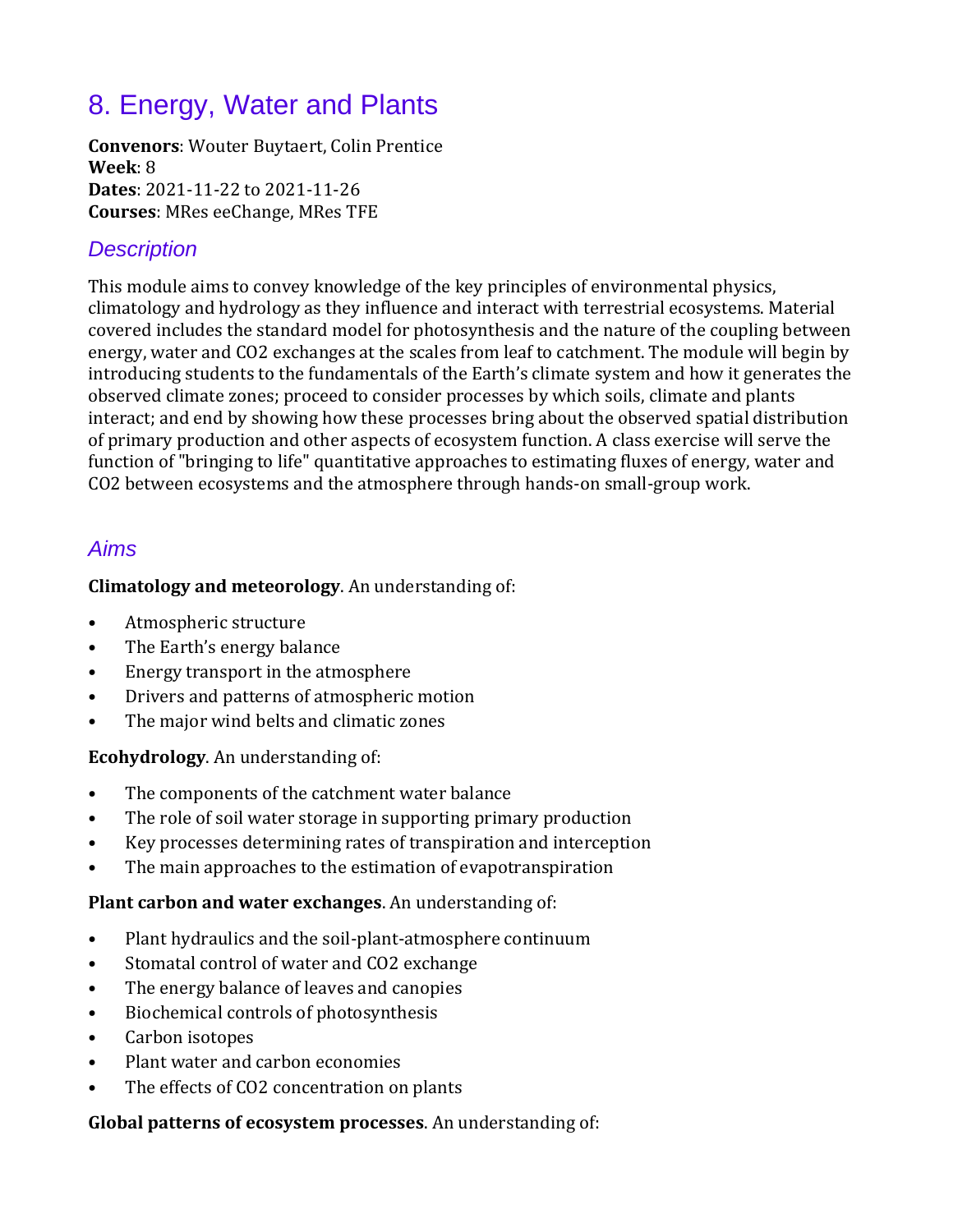# 8. Energy, Water and Plants

**Convenors**: Wouter Buytaert, Colin Prentice
**Week**: 8
**Dates**: 2021-11-22 to 2021-11-26
**Courses**: MRes eeChange, MRes TFE

## *Description*

This module aims to convey knowledge of the key principles of environmental physics, climatology and hydrology as they influence and interact with terrestrial ecosystems. Material covered includes the standard model for photosynthesis and the nature of the coupling between energy, water and $CO_2$ exchanges at the scales from leaf to catchment. The module will begin by introducing students to the fundamentals of the Earth's climate system and how it generates the observed climate zones; proceed to consider processes by which soils, climate and plants interact; and end by showing how these processes bring about the observed spatial distribution of primary production and other aspects of ecosystem function. A class exercise will serve the function of "bringing to life" quantitative approaches to estimating fluxes of energy, water and $CO_2$ between ecosystems and the atmosphere through hands-on small-group work.

## *Aims*

**Climatology and meteorology**. An understanding of:

- Atmospheric structure
- The Earth's energy balance
- Energy transport in the atmosphere
- Drivers and patterns of atmospheric motion
- The major wind belts and climatic zones

**Ecohydrology**. An understanding of:

- The components of the catchment water balance
- The role of soil water storage in supporting primary production
- Key processes determining rates of transpiration and interception
- The main approaches to the estimation of evapotranspiration

**Plant carbon and water exchanges**. An understanding of:

- Plant hydraulics and the soil-plant-atmosphere continuum
- Stomatal control of water and $CO_2$ exchange
- The energy balance of leaves and canopies
- Biochemical controls of photosynthesis
- Carbon isotopes
- Plant water and carbon economies
- The effects of $CO_2$ concentration on plants

**Global patterns of ecosystem processes**. An understanding of: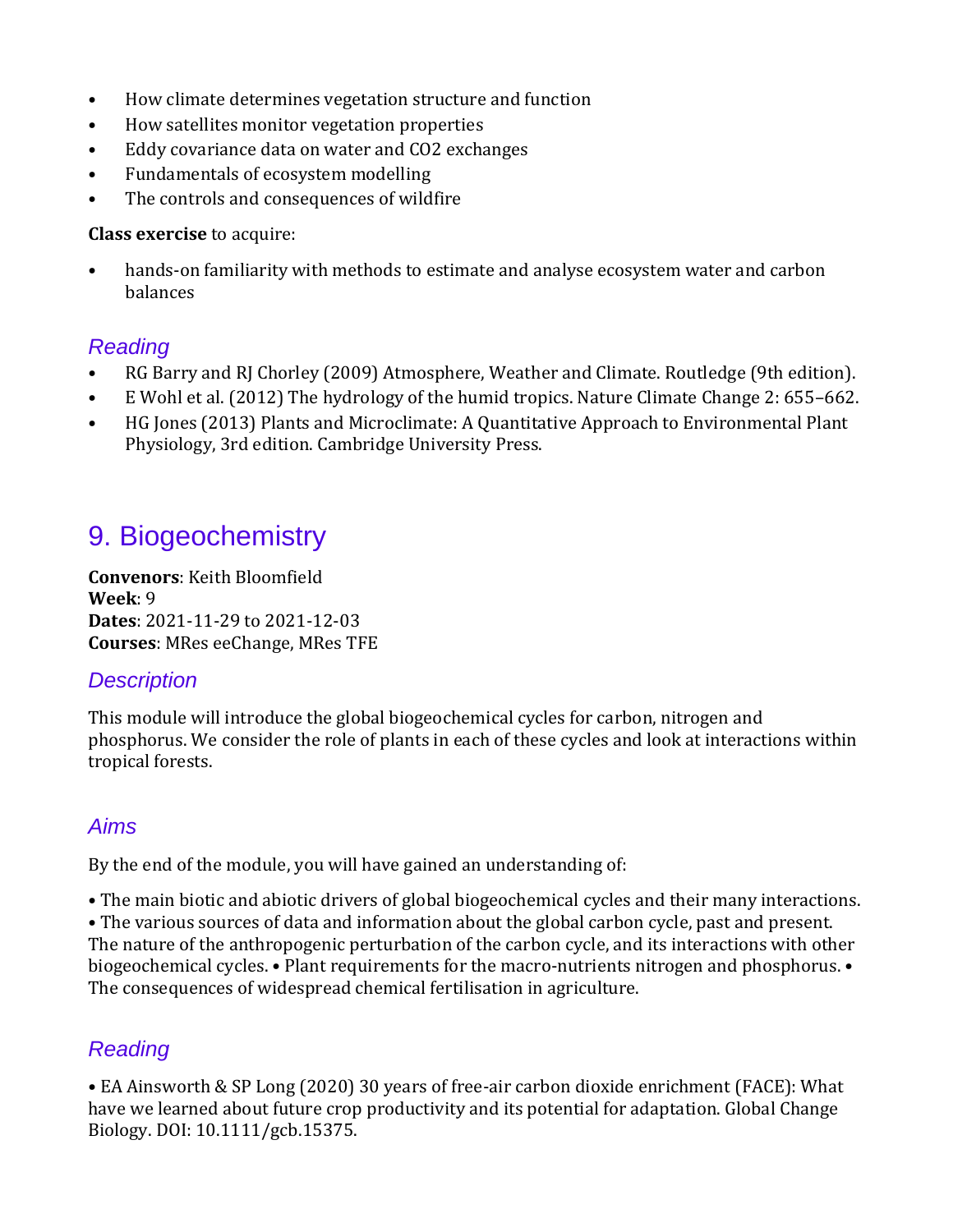- How climate determines vegetation structure and function
- How satellites monitor vegetation properties
- Eddy covariance data on water and CO2 exchanges
- Fundamentals of ecosystem modelling
- The controls and consequences of wildfire

**Class exercise** to acquire:

- hands-on familiarity with methods to estimate and analyse ecosystem water and carbon balances

### *Reading*

- RG Barry and RJ Chorley (2009) Atmosphere, Weather and Climate. Routledge (9th edition).
- E Wohl et al. (2012) The hydrology of the humid tropics. Nature Climate Change 2: 655–662.
- HG Jones (2013) Plants and Microclimate: A Quantitative Approach to Environmental Plant Physiology, 3rd edition. Cambridge University Press.

## 9. Biogeochemistry

**Convenors**: Keith Bloomfield
**Week**: 9
**Dates**: 2021-11-29 to 2021-12-03
**Courses**: MRes eeChange, MRes TFE

### *Description*

This module will introduce the global biogeochemical cycles for carbon, nitrogen and phosphorus. We consider the role of plants in each of these cycles and look at interactions within tropical forests.

### *Aims*

By the end of the module, you will have gained an understanding of:

• The main biotic and abiotic drivers of global biogeochemical cycles and their many interactions.
• The various sources of data and information about the global carbon cycle, past and present. The nature of the anthropogenic perturbation of the carbon cycle, and its interactions with other biogeochemical cycles. • Plant requirements for the macro-nutrients nitrogen and phosphorus. • The consequences of widespread chemical fertilisation in agriculture.

### *Reading*

• EA Ainsworth & SP Long (2020) 30 years of free-air carbon dioxide enrichment (FACE): What have we learned about future crop productivity and its potential for adaptation. Global Change Biology. DOI: 10.1111/gcb.15375.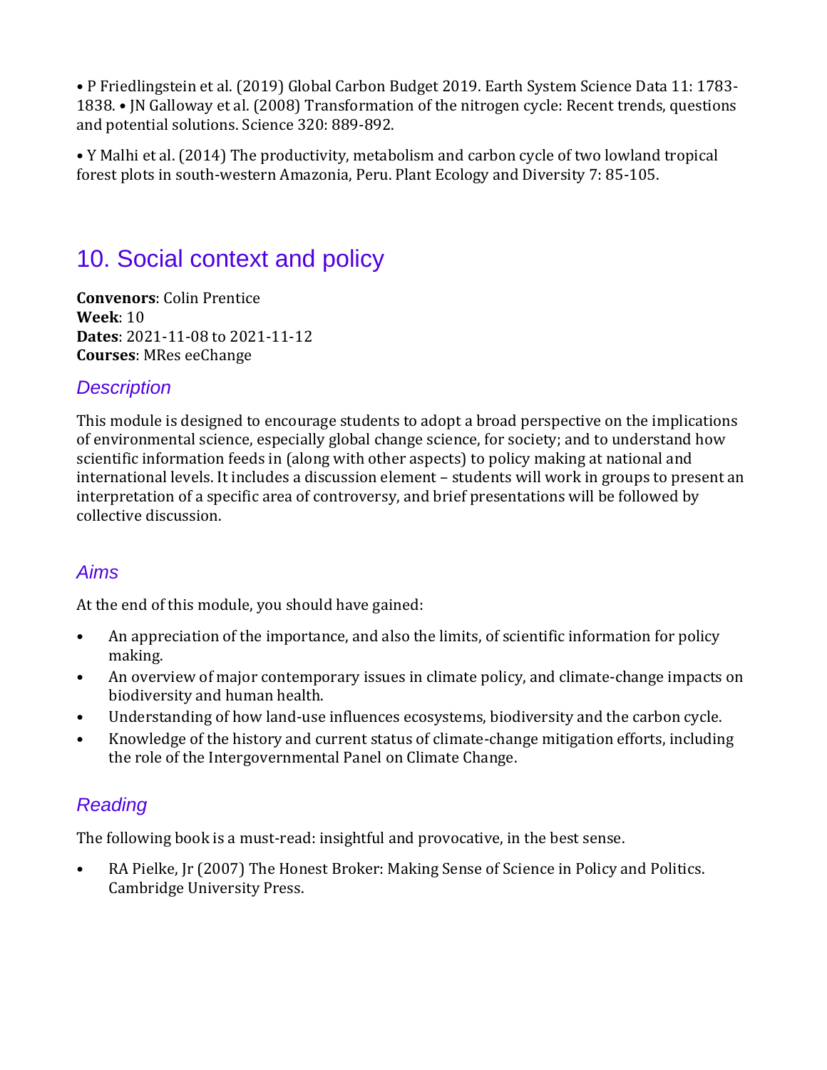• P Friedlingstein et al. (2019) Global Carbon Budget 2019. Earth System Science Data 11: 1783-1838. • JN Galloway et al. (2008) Transformation of the nitrogen cycle: Recent trends, questions and potential solutions. Science 320: 889-892.

• Y Malhi et al. (2014) The productivity, metabolism and carbon cycle of two lowland tropical forest plots in south-western Amazonia, Peru. Plant Ecology and Diversity 7: 85-105.

## 10. Social context and policy

**Convenors**: Colin Prentice  
**Week**: 10  
**Dates**: 2021-11-08 to 2021-11-12  
**Courses**: MRes eeChange

### *Description*

This module is designed to encourage students to adopt a broad perspective on the implications of environmental science, especially global change science, for society; and to understand how scientific information feeds in (along with other aspects) to policy making at national and international levels. It includes a discussion element – students will work in groups to present an interpretation of a specific area of controversy, and brief presentations will be followed by collective discussion.

### *Aims*

At the end of this module, you should have gained:

- An appreciation of the importance, and also the limits, of scientific information for policy making.
- An overview of major contemporary issues in climate policy, and climate-change impacts on biodiversity and human health.
- Understanding of how land-use influences ecosystems, biodiversity and the carbon cycle.
- Knowledge of the history and current status of climate-change mitigation efforts, including the role of the Intergovernmental Panel on Climate Change.

### *Reading*

The following book is a must-read: insightful and provocative, in the best sense.

- RA Pielke, Jr (2007) The Honest Broker: Making Sense of Science in Policy and Politics. Cambridge University Press.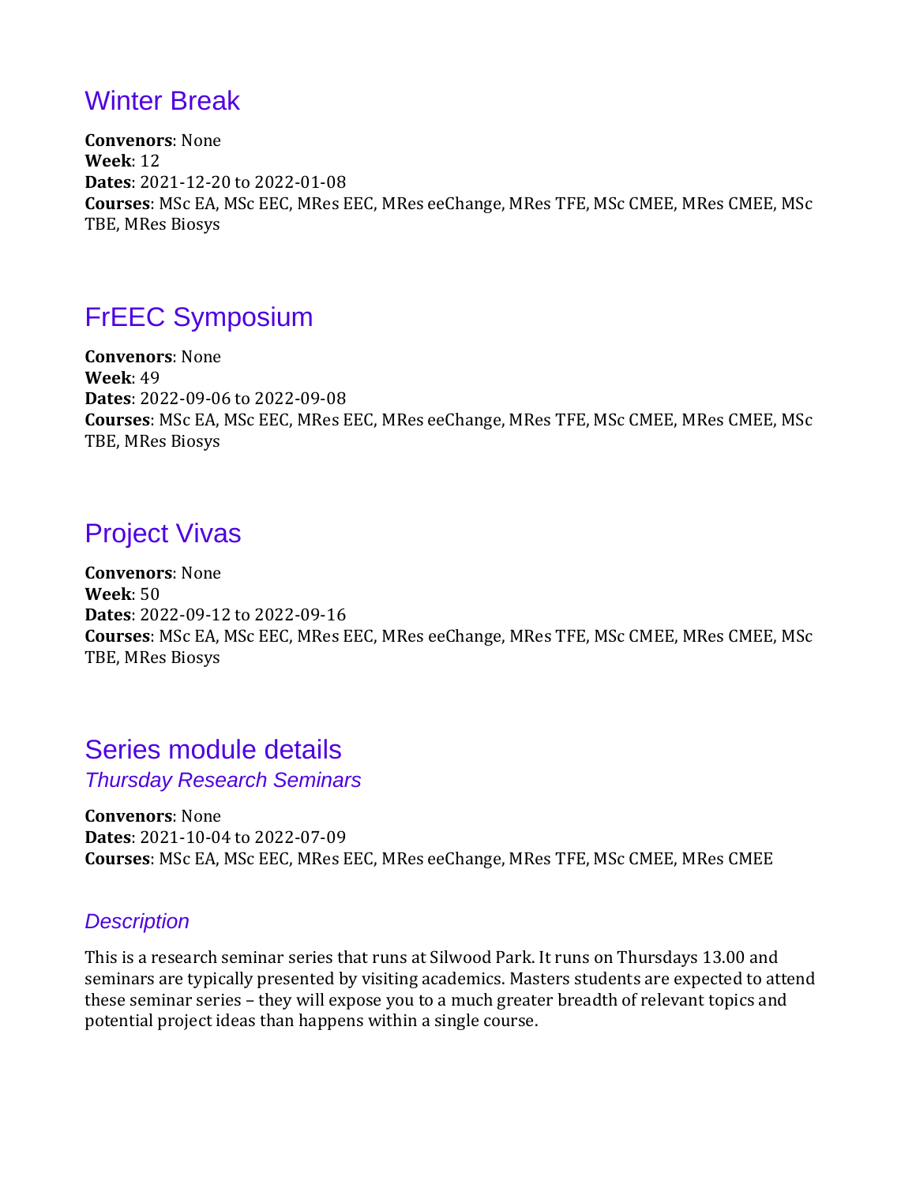## Winter Break

**Convenors**: None
**Week**: 12
**Dates**: 2021-12-20 to 2022-01-08
**Courses**: MSc EA, MSc EEC, MRes EEC, MRes eeChange, MRes TFE, MSc CMEE, MRes CMEE, MSc TBE, MRes Biosys

## FrEEC Symposium

**Convenors**: None
**Week**: 49
**Dates**: 2022-09-06 to 2022-09-08
**Courses**: MSc EA, MSc EEC, MRes EEC, MRes eeChange, MRes TFE, MSc CMEE, MRes CMEE, MSc TBE, MRes Biosys

## Project Vivas

**Convenors**: None
**Week**: 50
**Dates**: 2022-09-12 to 2022-09-16
**Courses**: MSc EA, MSc EEC, MRes EEC, MRes eeChange, MRes TFE, MSc CMEE, MRes CMEE, MSc TBE, MRes Biosys

## Series module details

### *Thursday Research Seminars*

**Convenors**: None
**Dates**: 2021-10-04 to 2022-07-09
**Courses**: MSc EA, MSc EEC, MRes EEC, MRes eeChange, MRes TFE, MSc CMEE, MRes CMEE

### *Description*

This is a research seminar series that runs at Silwood Park. It runs on Thursdays 13.00 and seminars are typically presented by visiting academics. Masters students are expected to attend these seminar series – they will expose you to a much greater breadth of relevant topics and potential project ideas than happens within a single course.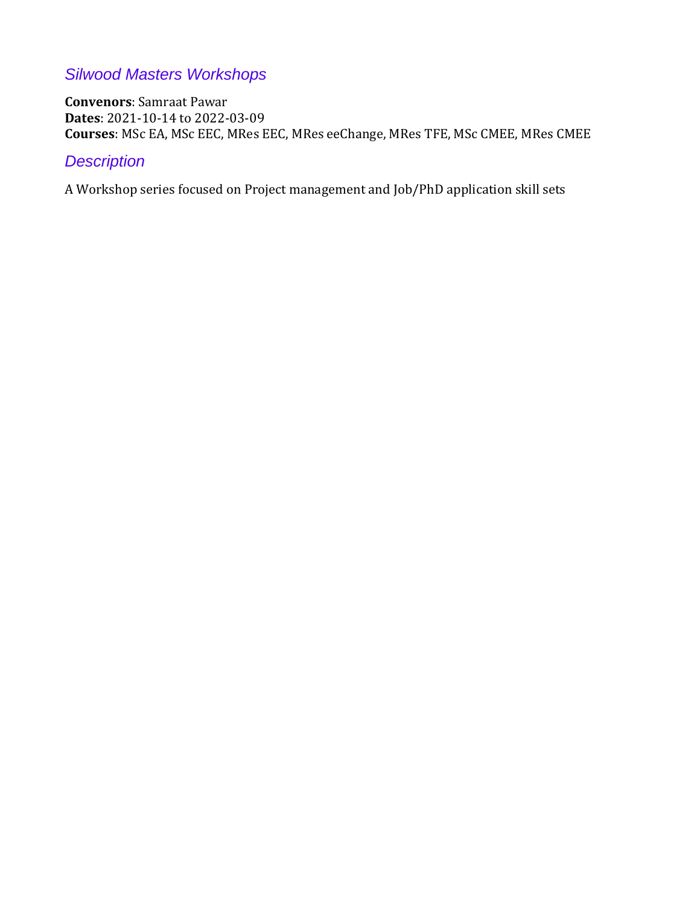## *Silwood Masters Workshops*

**Convenors**: Samraat Pawar
**Dates**: 2021-10-14 to 2022-03-09
**Courses**: MSc EA, MSc EEC, MRes EEC, MRes eeChange, MRes TFE, MSc CMEE, MRes CMEE

## *Description*

A Workshop series focused on Project management and Job/PhD application skill sets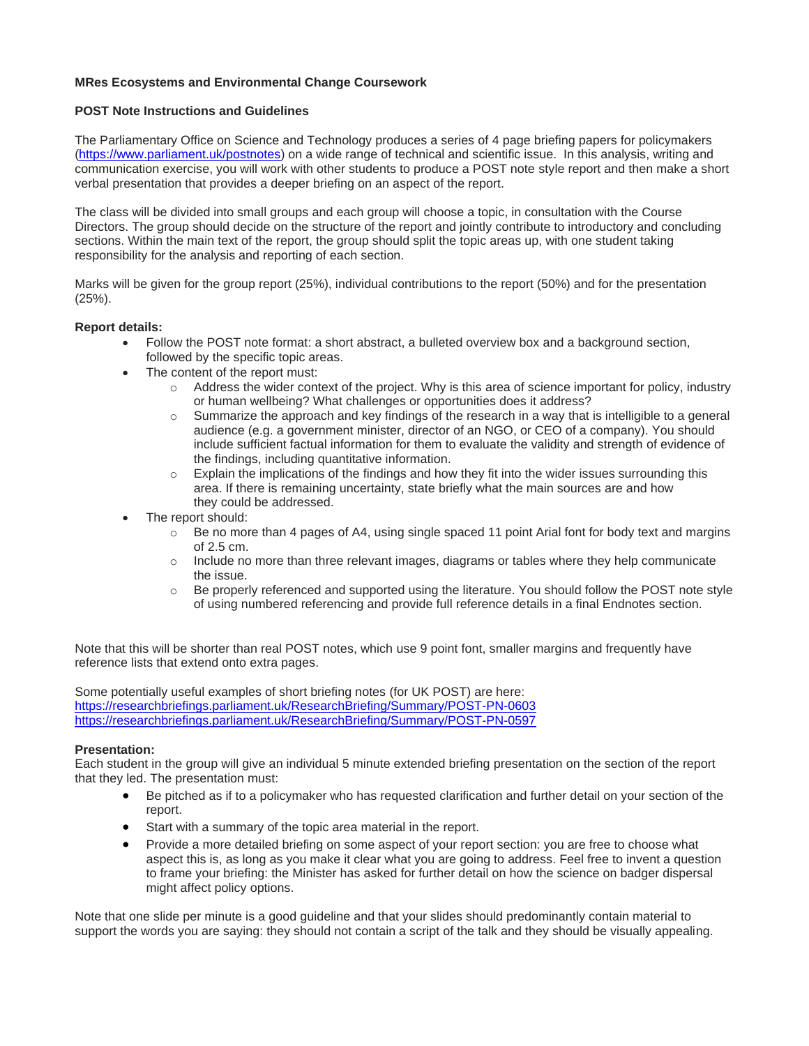**MRes Ecosystems and Environmental Change Coursework**

**POST Note Instructions and Guidelines**

The Parliamentary Office on Science and Technology produces a series of 4 page briefing papers for policymakers (https://www.parliament.uk/postnotes) on a wide range of technical and scientific issue. In this analysis, writing and communication exercise, you will work with other students to produce a POST note style report and then make a short verbal presentation that provides a deeper briefing on an aspect of the report.

The class will be divided into small groups and each group will choose a topic, in consultation with the Course Directors. The group should decide on the structure of the report and jointly contribute to introductory and concluding sections. Within the main text of the report, the group should split the topic areas up, with one student taking responsibility for the analysis and reporting of each section.

Marks will be given for the group report (25%), individual contributions to the report (50%) and for the presentation (25%).

**Report details:**

- Follow the POST note format: a short abstract, a bulleted overview box and a background section, followed by the specific topic areas.
- The content of the report must:
    - Address the wider context of the project. Why is this area of science important for policy, industry or human wellbeing? What challenges or opportunities does it address?
    - Summarize the approach and key findings of the research in a way that is intelligible to a general audience (e.g. a government minister, director of an NGO, or CEO of a company). You should include sufficient factual information for them to evaluate the validity and strength of evidence of the findings, including quantitative information.
    - Explain the implications of the findings and how they fit into the wider issues surrounding this area. If there is remaining uncertainty, state briefly what the main sources are and how they could be addressed.
- The report should:
    - Be no more than 4 pages of A4, using single spaced 11 point Arial font for body text and margins of 2.5 cm.
    - Include no more than three relevant images, diagrams or tables where they help communicate the issue.
    - Be properly referenced and supported using the literature. You should follow the POST note style of using numbered referencing and provide full reference details in a final Endnotes section.

Note that this will be shorter than real POST notes, which use 9 point font, smaller margins and frequently have reference lists that extend onto extra pages.

Some potentially useful examples of short briefing notes (for UK POST) are here:
https://researchbriefings.parliament.uk/ResearchBriefing/Summary/POST-PN-0603
https://researchbriefings.parliament.uk/ResearchBriefing/Summary/POST-PN-0597

**Presentation:**

Each student in the group will give an individual 5 minute extended briefing presentation on the section of the report that they led. The presentation must:

- Be pitched as if to a policymaker who has requested clarification and further detail on your section of the report.
- Start with a summary of the topic area material in the report.
- Provide a more detailed briefing on some aspect of your report section: you are free to choose what aspect this is, as long as you make it clear what you are going to address. Feel free to invent a question to frame your briefing: the Minister has asked for further detail on how the science on badger dispersal might affect policy options.

Note that one slide per minute is a good guideline and that your slides should predominantly contain material to support the words you are saying: they should not contain a script of the talk and they should be visually appealing.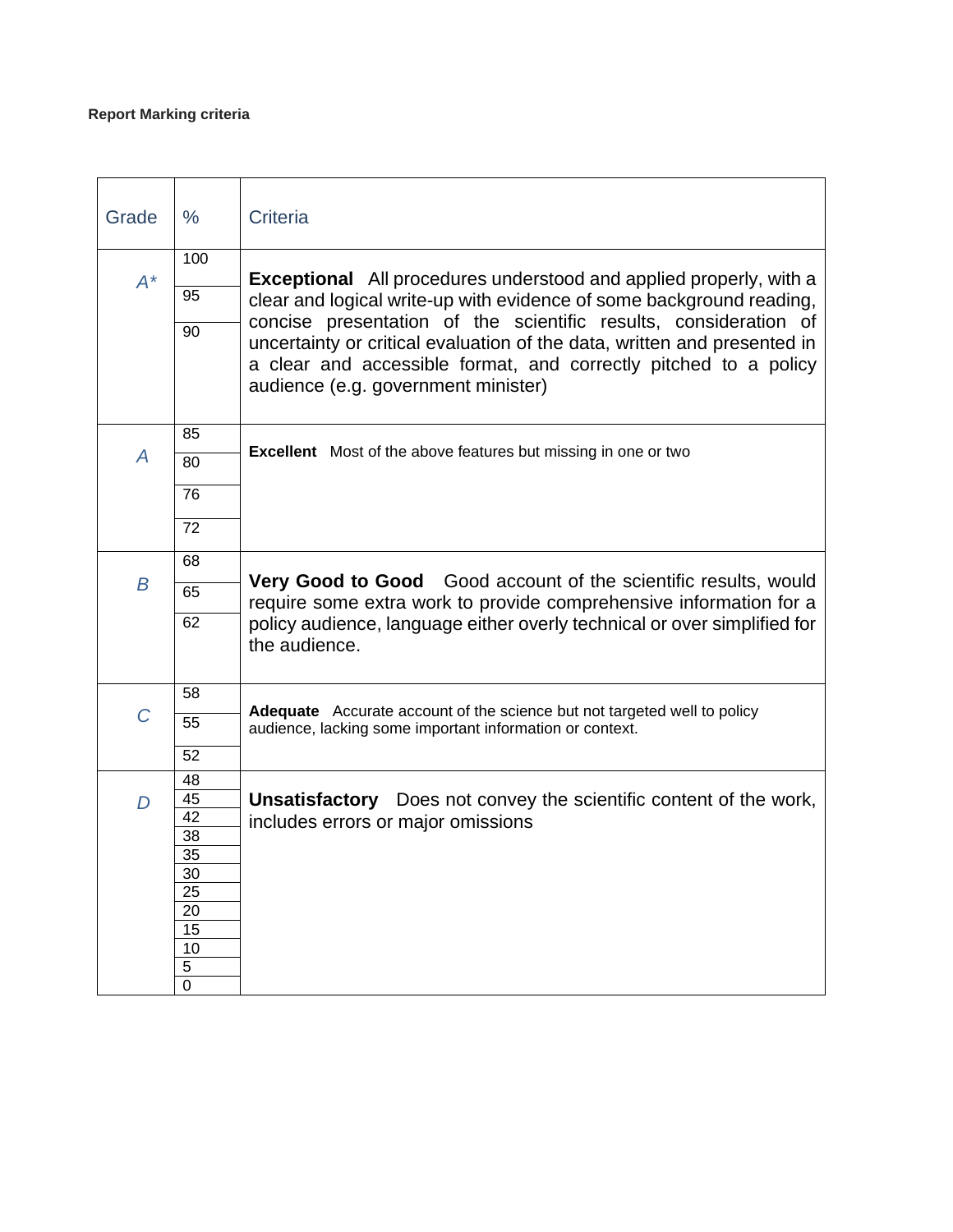**Report Marking criteria**

| Grade | % | Criteria |
|---|---|---|
| *A** | 100<br>95<br>90 | **Exceptional** All procedures understood and applied properly, with a clear and logical write-up with evidence of some background reading, concise presentation of the scientific results, consideration of uncertainty or critical evaluation of the data, written and presented in a clear and accessible format, and correctly pitched to a policy audience (e.g. government minister) |
| *A* | 85<br>80<br>76<br>72 | **Excellent** Most of the above features but missing in one or two |
| *B* | 68<br>65<br>62 | **Very Good to Good** Good account of the scientific results, would require some extra work to provide comprehensive information for a policy audience, language either overly technical or over simplified for the audience. |
| *C* | 58<br>55<br>52 | **Adequate** Accurate account of the science but not targeted well to policy audience, lacking some important information or context. |
| *D* | 48<br>45<br>42<br>38<br>35<br>30<br>25<br>20<br>15<br>10<br>5<br>0 | **Unsatisfactory** Does not convey the scientific content of the work, includes errors or major omissions |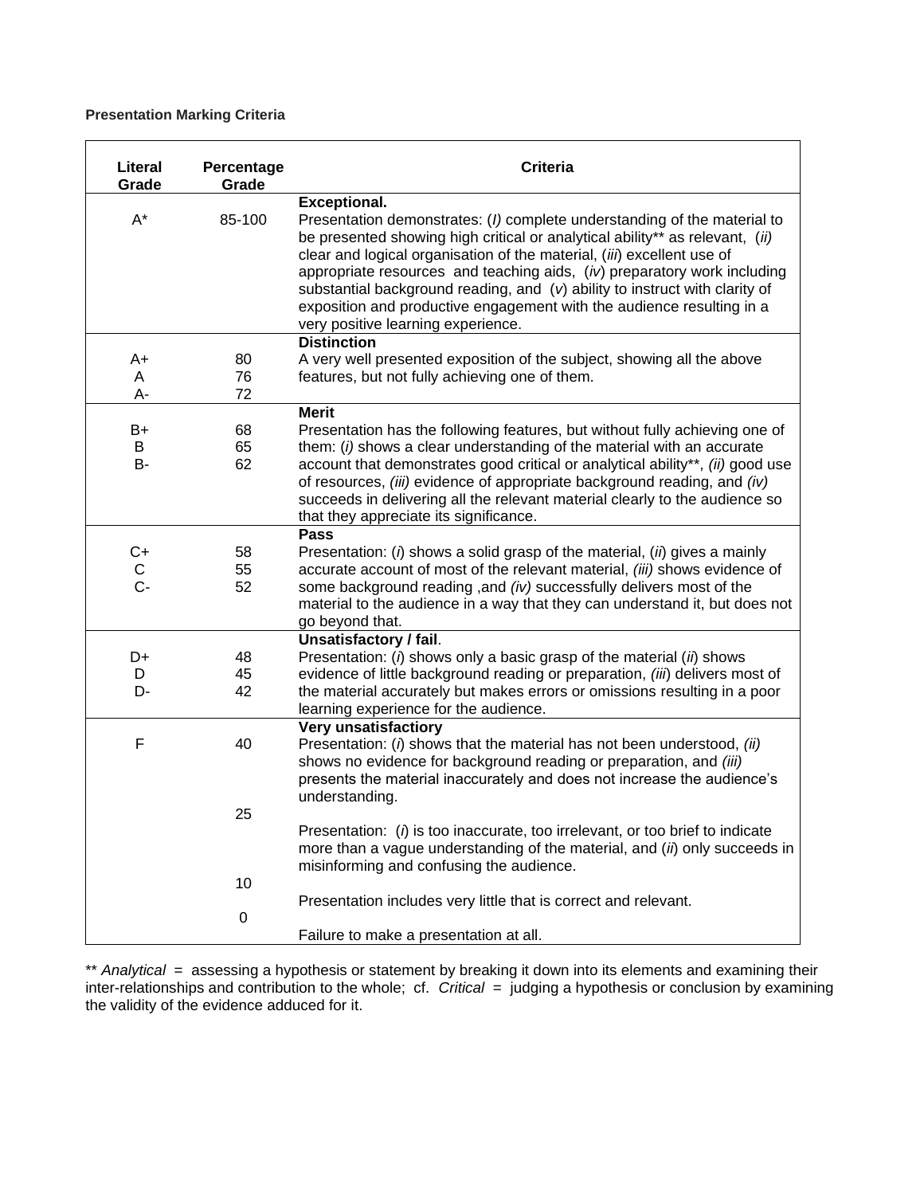**Presentation Marking Criteria**

| Literal Grade | Percentage Grade | Criteria |
|---|---|---|
| A* | 85-100 | **Exceptional.** Presentation demonstrates: (*I)* complete understanding of the material to be presented showing high critical or analytical ability** as relevant, (*ii)* clear and logical organisation of the material, (*iii*) excellent use of appropriate resources and teaching aids, (*iv*) preparatory work including substantial background reading, and (*v*) ability to instruct with clarity of exposition and productive engagement with the audience resulting in a very positive learning experience. |
| A+<br>A<br>A- | 80<br>76<br>72 | **Distinction** A very well presented exposition of the subject, showing all the above features, but not fully achieving one of them. |
| B+<br>B<br>B- | 68<br>65<br>62 | **Merit** Presentation has the following features, but without fully achieving one of them: (*i)* shows a clear understanding of the material with an accurate account that demonstrates good critical or analytical ability**, *(ii)* good use of resources, *(iii)* evidence of appropriate background reading, and *(iv)* succeeds in delivering all the relevant material clearly to the audience so that they appreciate its significance. |
| C+<br>C<br>C- | 58<br>55<br>52 | **Pass** Presentation: (*i*) shows a solid grasp of the material, (*ii*) gives a mainly accurate account of most of the relevant material, *(iii)* shows evidence of some background reading ,and *(iv)* successfully delivers most of the material to the audience in a way that they can understand it, but does not go beyond that. |
| D+<br>D<br>D- | 48<br>45<br>42 | **Unsatisfactory / fail**. Presentation: (*i*) shows only a basic grasp of the material (*ii*) shows evidence of little background reading or preparation, (*iii*) delivers most of the material accurately but makes errors or omissions resulting in a poor learning experience for the audience. |
| F | 40 | **Very unsatisfactiory** Presentation: (*i*) shows that the material has not been understood, *(ii)* shows no evidence for background reading or preparation, and *(iii)* presents the material inaccurately and does not increase the audience's understanding. |
| | 25 | Presentation: (*i*) is too inaccurate, too irrelevant, or too brief to indicate more than a vague understanding of the material, and (*ii*) only succeeds in misinforming and confusing the audience. |
| | 10 | Presentation includes very little that is correct and relevant. |
| | 0 | Failure to make a presentation at all. |

** *Analytical* = assessing a hypothesis or statement by breaking it down into its elements and examining their inter-relationships and contribution to the whole; cf. *Critical* = judging a hypothesis or conclusion by examining the validity of the evidence adduced for it.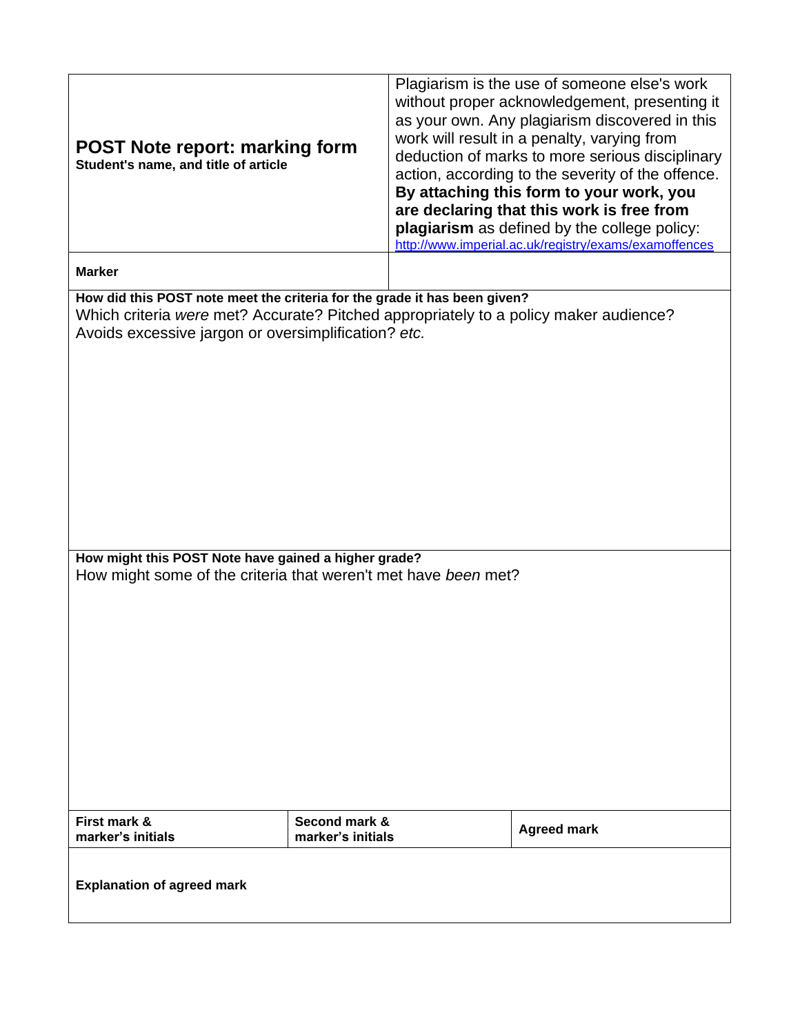| **POST Note report: marking form**<br>**Student's name, and title of article** | Plagiarism is the use of someone else's work without proper acknowledgement, presenting it as your own. Any plagiarism discovered in this work will result in a penalty, varying from deduction of marks to more serious disciplinary action, according to the severity of the offence. **By attaching this form to your work, you are declaring that this work is free from plagiarism** as defined by the college policy: http://www.imperial.ac.uk/registry/exams/examoffences |
|---|---|
| **Marker** | |

**How did this POST note meet the criteria for the grade it has been given?**

Which criteria *were* met? Accurate? Pitched appropriately to a policy maker audience? Avoids excessive jargon or oversimplification? *etc.*

**How might this POST Note have gained a higher grade?**

How might some of the criteria that weren't met have *been* met?

| **First mark & marker's initials** | **Second mark & marker's initials** | **Agreed mark** |
|---|---|---|
| | | |

**Explanation of agreed mark**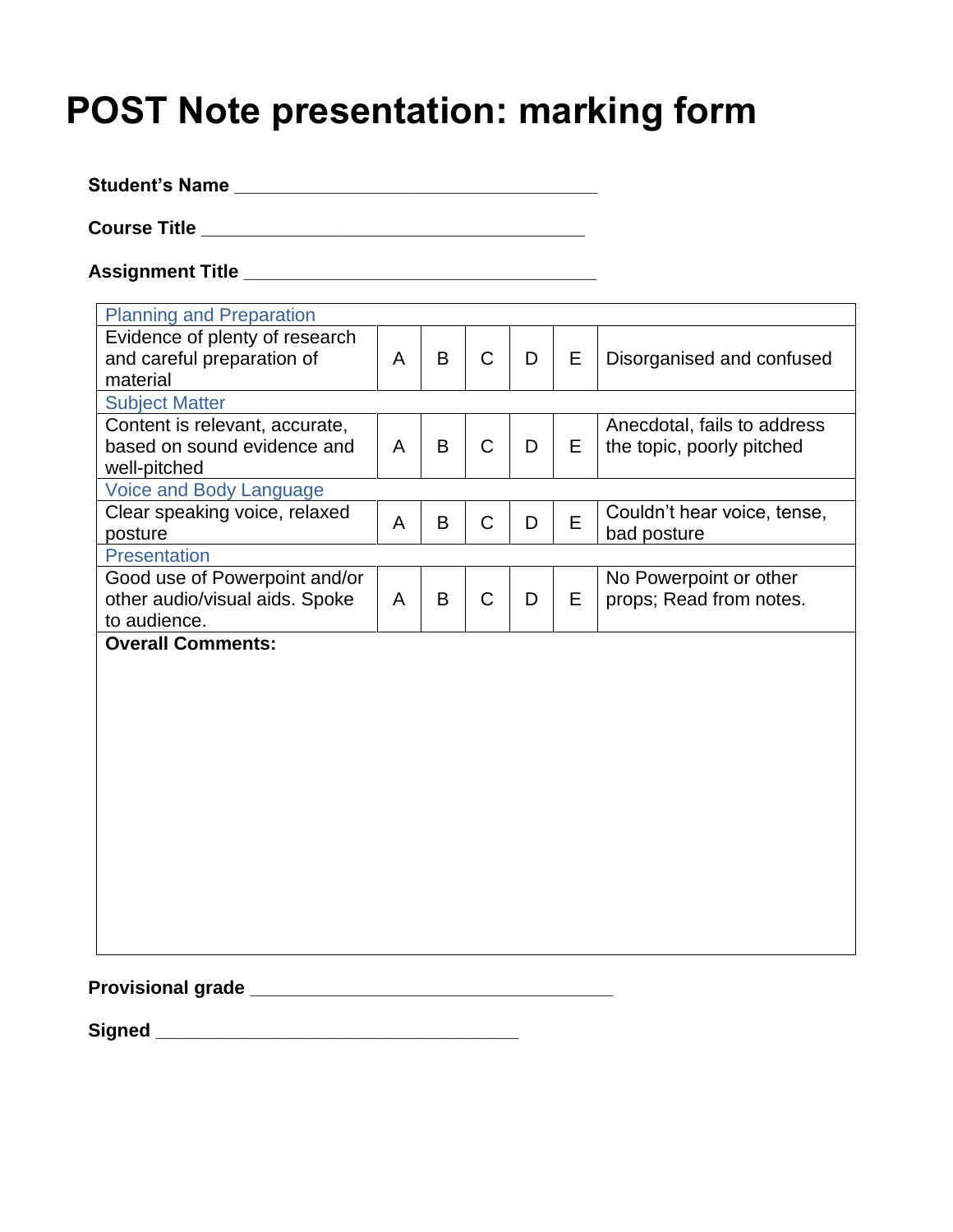# POST Note presentation: marking form

**Student's Name** ___________________________________

**Course Title** _____________________________________

**Assignment Title** __________________________________

| Planning and Preparation | | | | | | |
|---|---|---|---|---|---|---|
| Evidence of plenty of research and careful preparation of material | A | B | C | D | E | Disorganised and confused |
| **Subject Matter** | | | | | | |
| Content is relevant, accurate, based on sound evidence and well-pitched | A | B | C | D | E | Anecdotal, fails to address the topic, poorly pitched |
| **Voice and Body Language** | | | | | | |
| Clear speaking voice, relaxed posture | A | B | C | D | E | Couldn't hear voice, tense, bad posture |
| **Presentation** | | | | | | |
| Good use of Powerpoint and/or other audio/visual aids. Spoke to audience. | A | B | C | D | E | No Powerpoint or other props; Read from notes. |

**Overall Comments:**

**Provisional grade** ___________________________________

**Signed** ___________________________________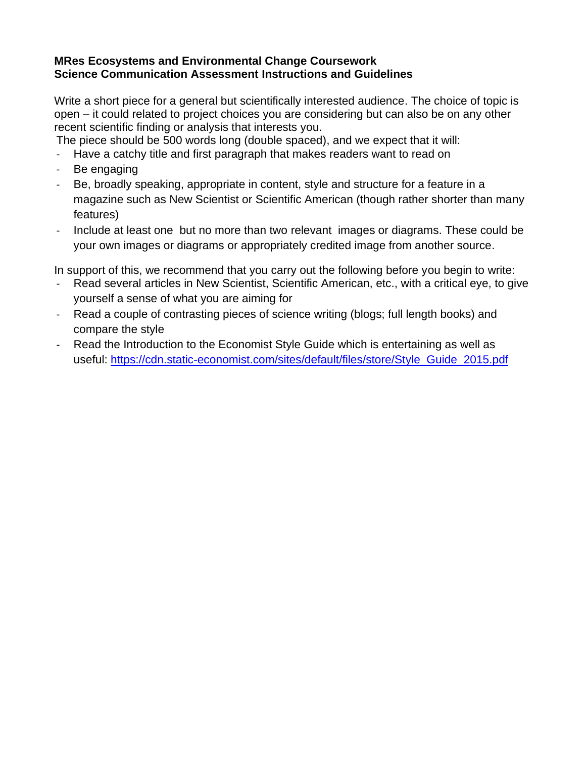**MRes Ecosystems and Environmental Change Coursework**
**Science Communication Assessment Instructions and Guidelines**

Write a short piece for a general but scientifically interested audience. The choice of topic is open – it could related to project choices you are considering but can also be on any other recent scientific finding or analysis that interests you.

The piece should be 500 words long (double spaced), and we expect that it will:

- Have a catchy title and first paragraph that makes readers want to read on
- Be engaging
- Be, broadly speaking, appropriate in content, style and structure for a feature in a magazine such as New Scientist or Scientific American (though rather shorter than many features)
- Include at least one but no more than two relevant images or diagrams. These could be your own images or diagrams or appropriately credited image from another source.

In support of this, we recommend that you carry out the following before you begin to write:

- Read several articles in New Scientist, Scientific American, etc., with a critical eye, to give yourself a sense of what you are aiming for
- Read a couple of contrasting pieces of science writing (blogs; full length books) and compare the style
- Read the Introduction to the Economist Style Guide which is entertaining as well as useful: https://cdn.static-economist.com/sites/default/files/store/Style_Guide_2015.pdf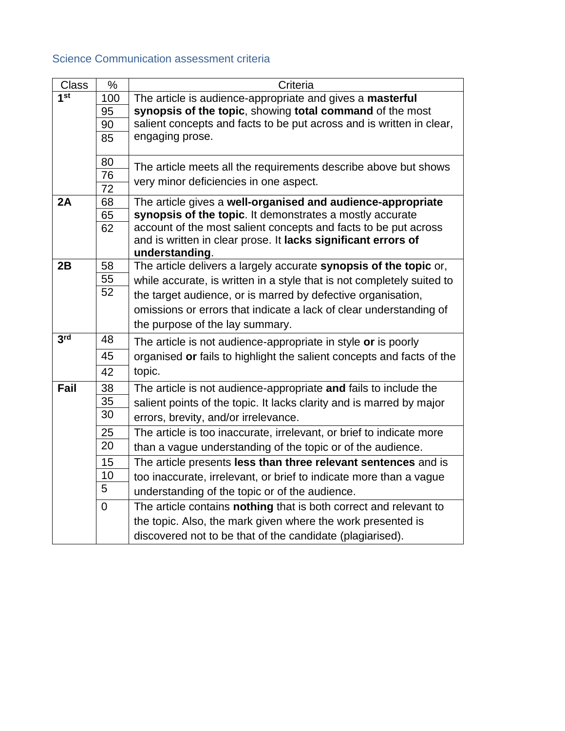## Science Communication assessment criteria

| Class | % | Criteria |
|---|---|---|
| 1st | 100 | The article is audience-appropriate and gives a **masterful synopsis of the topic**, showing **total command** of the most salient concepts and facts to be put across and is written in clear, engaging prose. |
| | 95 | |
| | 90 | |
| | 85 | |
| | 80 | The article meets all the requirements describe above but shows very minor deficiencies in one aspect. |
| | 76 | |
| | 72 | |
| 2A | 68 | The article gives a **well-organised and audience-appropriate synopsis of the topic**. It demonstrates a mostly accurate account of the most salient concepts and facts to be put across and is written in clear prose. It **lacks significant errors of understanding**. |
| | 65 | |
| | 62 | |
| 2B | 58 | The article delivers a largely accurate **synopsis of the topic** or, while accurate, is written in a style that is not completely suited to the target audience, or is marred by defective organisation, omissions or errors that indicate a lack of clear understanding of the purpose of the lay summary. |
| | 55 | |
| | 52 | |
| 3rd | 48 | The article is not audience-appropriate in style **or** is poorly organised **or** fails to highlight the salient concepts and facts of the topic. |
| | 45 | |
| | 42 | |
| Fail | 38 | The article is not audience-appropriate **and** fails to include the salient points of the topic. It lacks clarity and is marred by major errors, brevity, and/or irrelevance. |
| | 35 | |
| | 30 | |
| | 25 | The article is too inaccurate, irrelevant, or brief to indicate more than a vague understanding of the topic or of the audience. |
| | 20 | |
| | 15 | The article presents **less than three relevant sentences** and is too inaccurate, irrelevant, or brief to indicate more than a vague understanding of the topic or of the audience. |
| | 10 | |
| | 5 | |
| | 0 | The article contains **nothing** that is both correct and relevant to the topic. Also, the mark given where the work presented is discovered not to be that of the candidate (plagiarised). |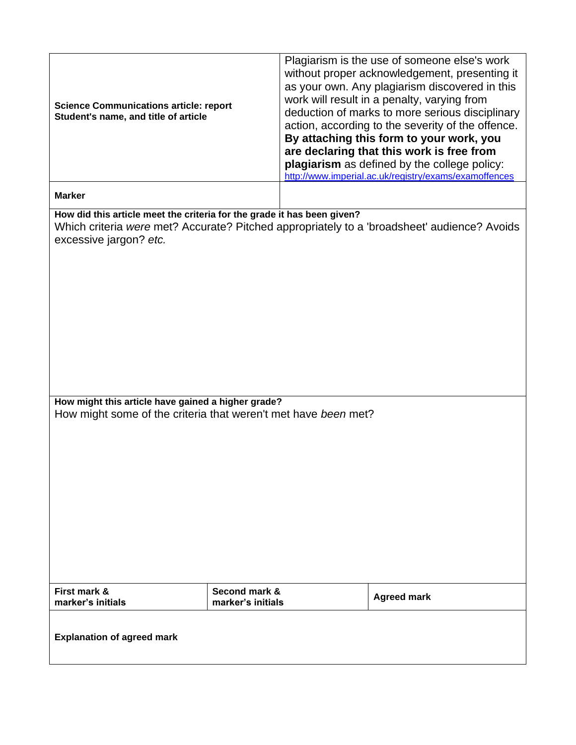| | |
|---|---|
| **Science Communications article: report**<br>**Student's name, and title of article** | Plagiarism is the use of someone else's work without proper acknowledgement, presenting it as your own. Any plagiarism discovered in this work will result in a penalty, varying from deduction of marks to more serious disciplinary action, according to the severity of the offence. **By attaching this form to your work, you are declaring that this work is free from plagiarism** as defined by the college policy: http://www.imperial.ac.uk/registry/exams/examoffences |
| **Marker** | |

**How did this article meet the criteria for the grade it has been given?**
Which criteria *were* met? Accurate? Pitched appropriately to a 'broadsheet' audience? Avoids excessive jargon? *etc.*

**How might this article have gained a higher grade?**
How might some of the criteria that weren't met have *been* met?

| | | |
|---|---|---|
| **First mark & marker's initials** | **Second mark & marker's initials** | **Agreed mark** |

**Explanation of agreed mark**